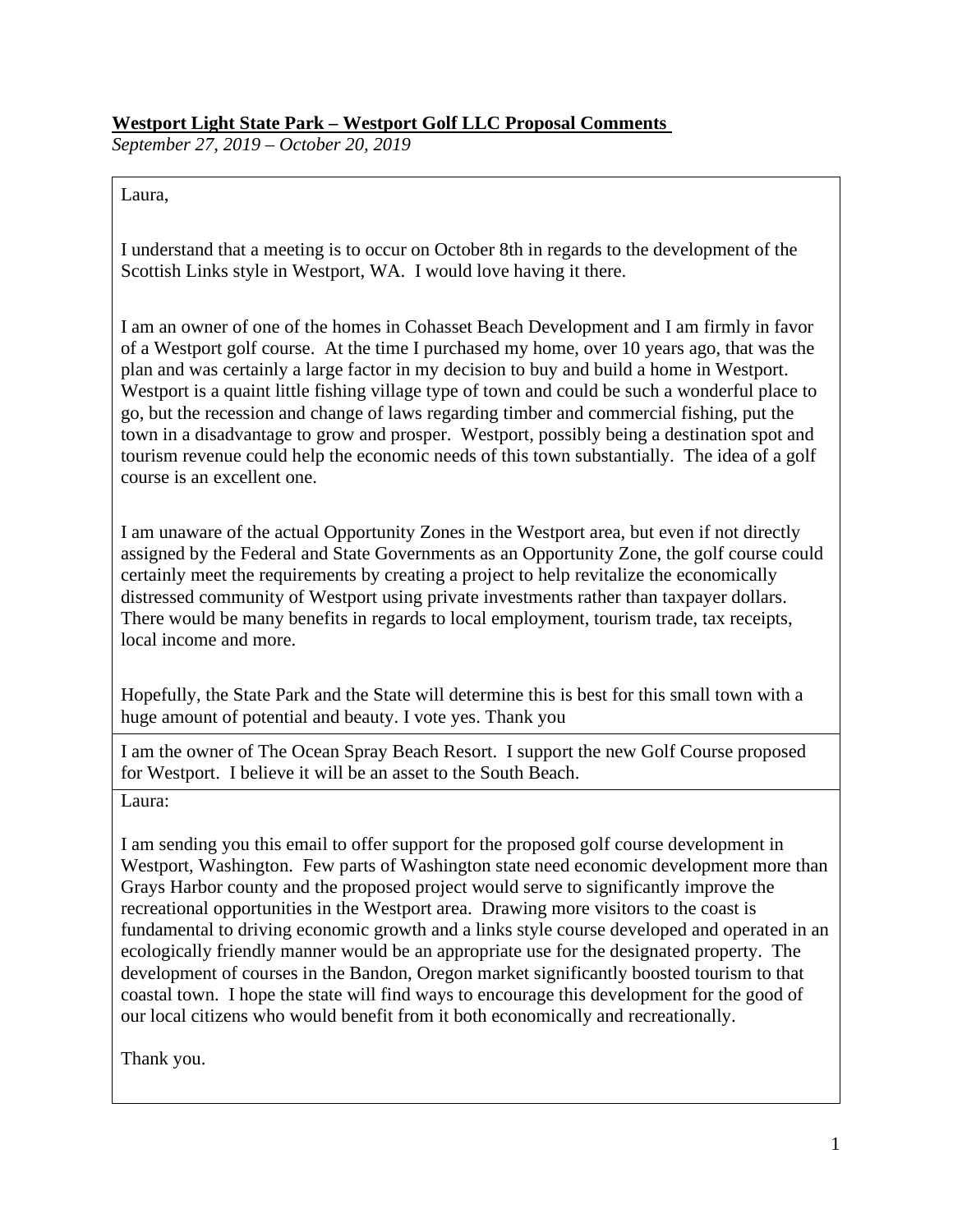**Westport Light State Park – Westport Golf LLC Proposal Comments**

*September 27, 2019 – October 20, 2019*

---

Laura,

I understand that a meeting is to occur on October 8th in regards to the development of the Scottish Links style in Westport, WA. I would love having it there.

I am an owner of one of the homes in Cohasset Beach Development and I am firmly in favor of a Westport golf course. At the time I purchased my home, over 10 years ago, that was the plan and was certainly a large factor in my decision to buy and build a home in Westport. Westport is a quaint little fishing village type of town and could be such a wonderful place to go, but the recession and change of laws regarding timber and commercial fishing, put the town in a disadvantage to grow and prosper. Westport, possibly being a destination spot and tourism revenue could help the economic needs of this town substantially. The idea of a golf course is an excellent one.

I am unaware of the actual Opportunity Zones in the Westport area, but even if not directly assigned by the Federal and State Governments as an Opportunity Zone, the golf course could certainly meet the requirements by creating a project to help revitalize the economically distressed community of Westport using private investments rather than taxpayer dollars. There would be many benefits in regards to local employment, tourism trade, tax receipts, local income and more.

Hopefully, the State Park and the State will determine this is best for this small town with a huge amount of potential and beauty. I vote yes. Thank you

---

I am the owner of The Ocean Spray Beach Resort. I support the new Golf Course proposed for Westport. I believe it will be an asset to the South Beach.

---

Laura:

I am sending you this email to offer support for the proposed golf course development in Westport, Washington. Few parts of Washington state need economic development more than Grays Harbor county and the proposed project would serve to significantly improve the recreational opportunities in the Westport area. Drawing more visitors to the coast is fundamental to driving economic growth and a links style course developed and operated in an ecologically friendly manner would be an appropriate use for the designated property. The development of courses in the Bandon, Oregon market significantly boosted tourism to that coastal town. I hope the state will find ways to encourage this development for the good of our local citizens who would benefit from it both economically and recreationally.

Thank you.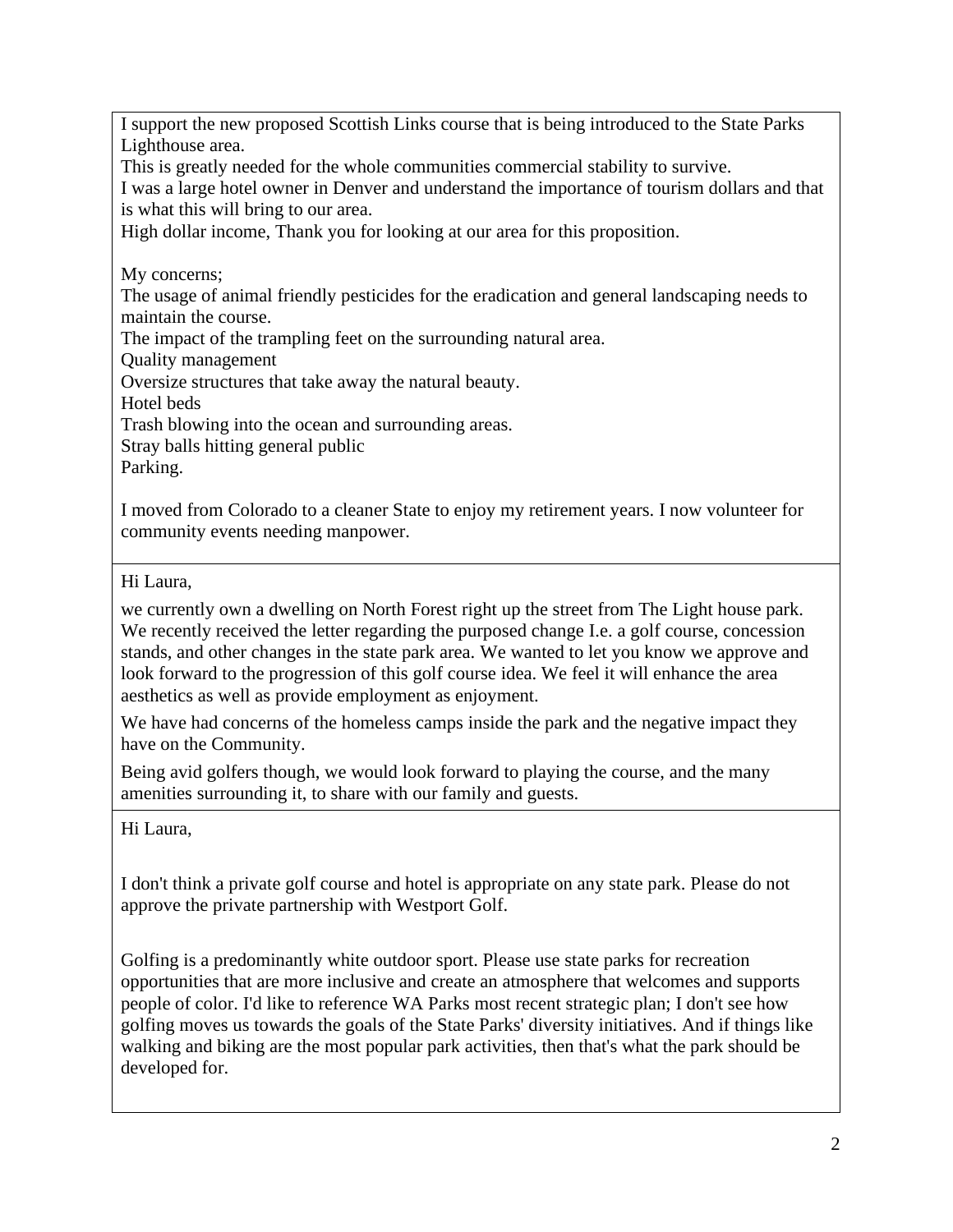I support the new proposed Scottish Links course that is being introduced to the State Parks Lighthouse area.
This is greatly needed for the whole communities commercial stability to survive.
I was a large hotel owner in Denver and understand the importance of tourism dollars and that is what this will bring to our area.
High dollar income, Thank you for looking at our area for this proposition.

My concerns;
The usage of animal friendly pesticides for the eradication and general landscaping needs to maintain the course.
The impact of the trampling feet on the surrounding natural area.
Quality management
Oversize structures that take away the natural beauty.
Hotel beds
Trash blowing into the ocean and surrounding areas.
Stray balls hitting general public
Parking.

I moved from Colorado to a cleaner State to enjoy my retirement years. I now volunteer for community events needing manpower.

---

Hi Laura,

we currently own a dwelling on North Forest right up the street from The Light house park. We recently received the letter regarding the purposed change I.e. a golf course, concession stands, and other changes in the state park area. We wanted to let you know we approve and look forward to the progression of this golf course idea. We feel it will enhance the area aesthetics as well as provide employment as enjoyment.

We have had concerns of the homeless camps inside the park and the negative impact they have on the Community.

Being avid golfers though, we would look forward to playing the course, and the many amenities surrounding it, to share with our family and guests.

---

Hi Laura,

I don't think a private golf course and hotel is appropriate on any state park. Please do not approve the private partnership with Westport Golf.

Golfing is a predominantly white outdoor sport. Please use state parks for recreation opportunities that are more inclusive and create an atmosphere that welcomes and supports people of color. I'd like to reference WA Parks most recent strategic plan; I don't see how golfing moves us towards the goals of the State Parks' diversity initiatives. And if things like walking and biking are the most popular park activities, then that's what the park should be developed for.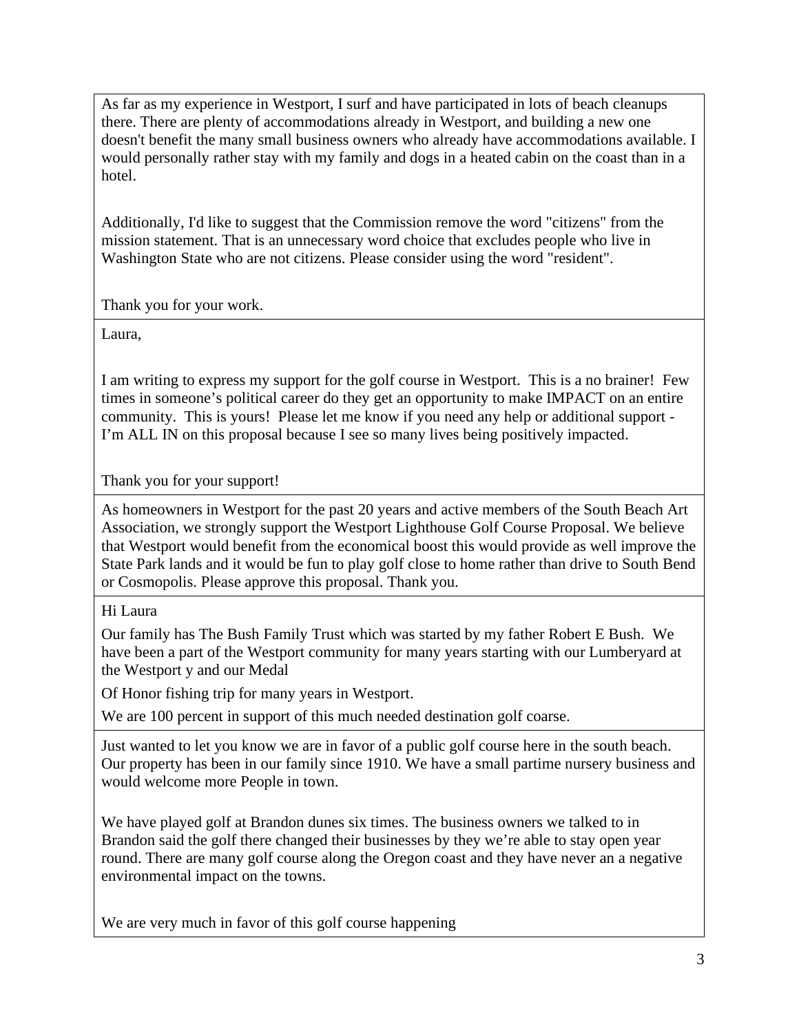| |
|---|
| As far as my experience in Westport, I surf and have participated in lots of beach cleanups there. There are plenty of accommodations already in Westport, and building a new one doesn't benefit the many small business owners who already have accommodations available. I would personally rather stay with my family and dogs in a heated cabin on the coast than in a hotel.<br><br>Additionally, I'd like to suggest that the Commission remove the word "citizens" from the mission statement. That is an unnecessary word choice that excludes people who live in Washington State who are not citizens. Please consider using the word "resident".<br><br>Thank you for your work. |
| Laura,<br><br>I am writing to express my support for the golf course in Westport.  This is a no brainer!  Few times in someone's political career do they get an opportunity to make IMPACT on an entire community.  This is yours!  Please let me know if you need any help or additional support - I'm ALL IN on this proposal because I see so many lives being positively impacted.<br><br>Thank you for your support! |
| As homeowners in Westport for the past 20 years and active members of the South Beach Art Association, we strongly support the Westport Lighthouse Golf Course Proposal. We believe that Westport would benefit from the economical boost this would provide as well improve the State Park lands and it would be fun to play golf close to home rather than drive to South Bend or Cosmopolis. Please approve this proposal. Thank you. |
| Hi Laura<br><br>Our family has The Bush Family Trust which was started by my father Robert E Bush.  We have been a part of the Westport community for many years starting with our Lumberyard at the Westport y and our Medal<br><br>Of Honor fishing trip for many years in Westport.<br><br>We are 100 percent in support of this much needed destination golf coarse. |
| Just wanted to let you know we are in favor of a public golf course here in the south beach. Our property has been in our family since 1910. We have a small partime nursery business and would welcome more People in town.<br><br>We have played golf at Brandon dunes six times. The business owners we talked to in Brandon said the golf there changed their businesses by they we're able to stay open year round. There are many golf course along the Oregon coast and they have never an a negative environmental impact on the towns.<br><br>We are very much in favor of this golf course happening |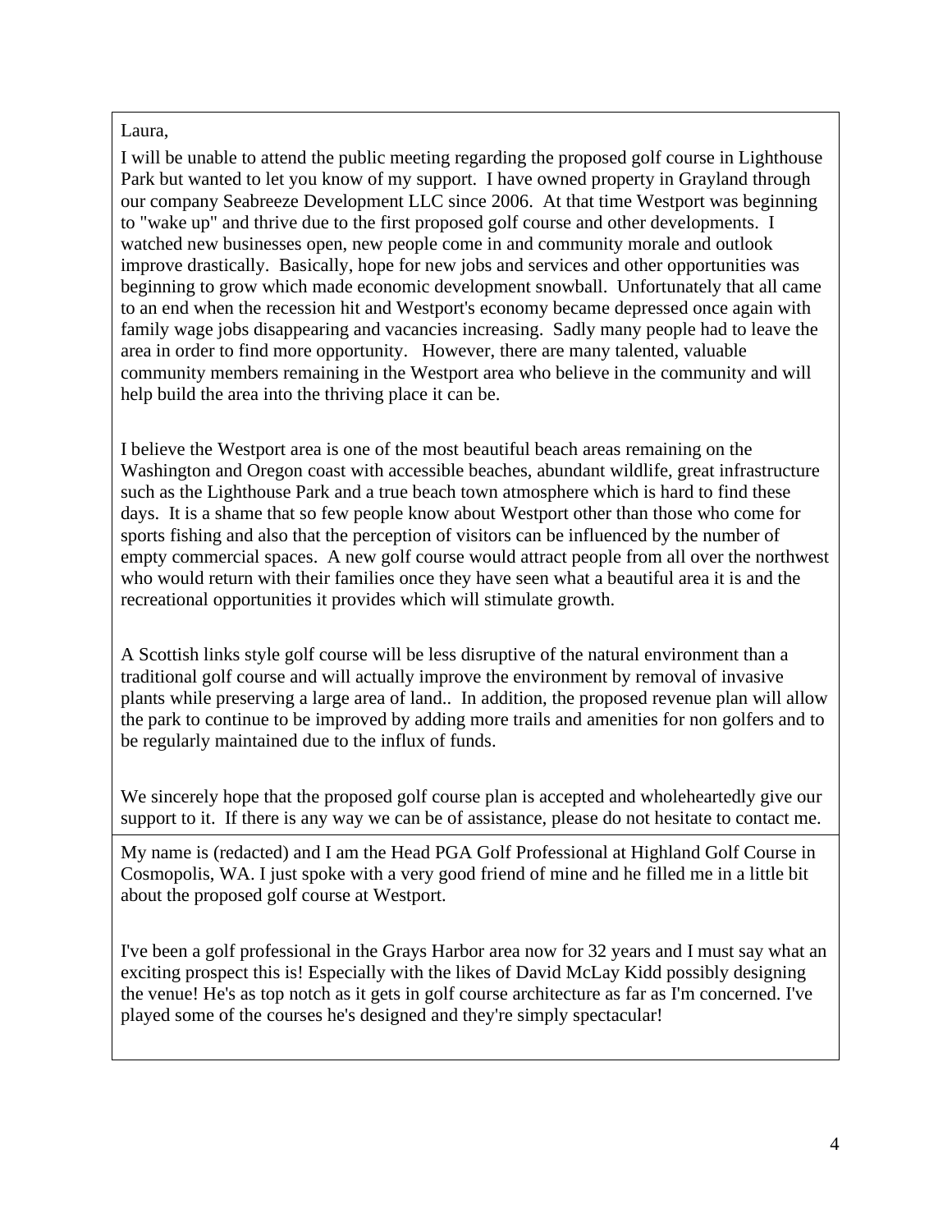Laura,

I will be unable to attend the public meeting regarding the proposed golf course in Lighthouse Park but wanted to let you know of my support. I have owned property in Grayland through our company Seabreeze Development LLC since 2006. At that time Westport was beginning to "wake up" and thrive due to the first proposed golf course and other developments. I watched new businesses open, new people come in and community morale and outlook improve drastically. Basically, hope for new jobs and services and other opportunities was beginning to grow which made economic development snowball. Unfortunately that all came to an end when the recession hit and Westport's economy became depressed once again with family wage jobs disappearing and vacancies increasing. Sadly many people had to leave the area in order to find more opportunity. However, there are many talented, valuable community members remaining in the Westport area who believe in the community and will help build the area into the thriving place it can be.

I believe the Westport area is one of the most beautiful beach areas remaining on the Washington and Oregon coast with accessible beaches, abundant wildlife, great infrastructure such as the Lighthouse Park and a true beach town atmosphere which is hard to find these days. It is a shame that so few people know about Westport other than those who come for sports fishing and also that the perception of visitors can be influenced by the number of empty commercial spaces. A new golf course would attract people from all over the northwest who would return with their families once they have seen what a beautiful area it is and the recreational opportunities it provides which will stimulate growth.

A Scottish links style golf course will be less disruptive of the natural environment than a traditional golf course and will actually improve the environment by removal of invasive plants while preserving a large area of land.. In addition, the proposed revenue plan will allow the park to continue to be improved by adding more trails and amenities for non golfers and to be regularly maintained due to the influx of funds.

We sincerely hope that the proposed golf course plan is accepted and wholeheartedly give our support to it. If there is any way we can be of assistance, please do not hesitate to contact me.

---

My name is (redacted) and I am the Head PGA Golf Professional at Highland Golf Course in Cosmopolis, WA. I just spoke with a very good friend of mine and he filled me in a little bit about the proposed golf course at Westport.

I've been a golf professional in the Grays Harbor area now for 32 years and I must say what an exciting prospect this is! Especially with the likes of David McLay Kidd possibly designing the venue! He's as top notch as it gets in golf course architecture as far as I'm concerned. I've played some of the courses he's designed and they're simply spectacular!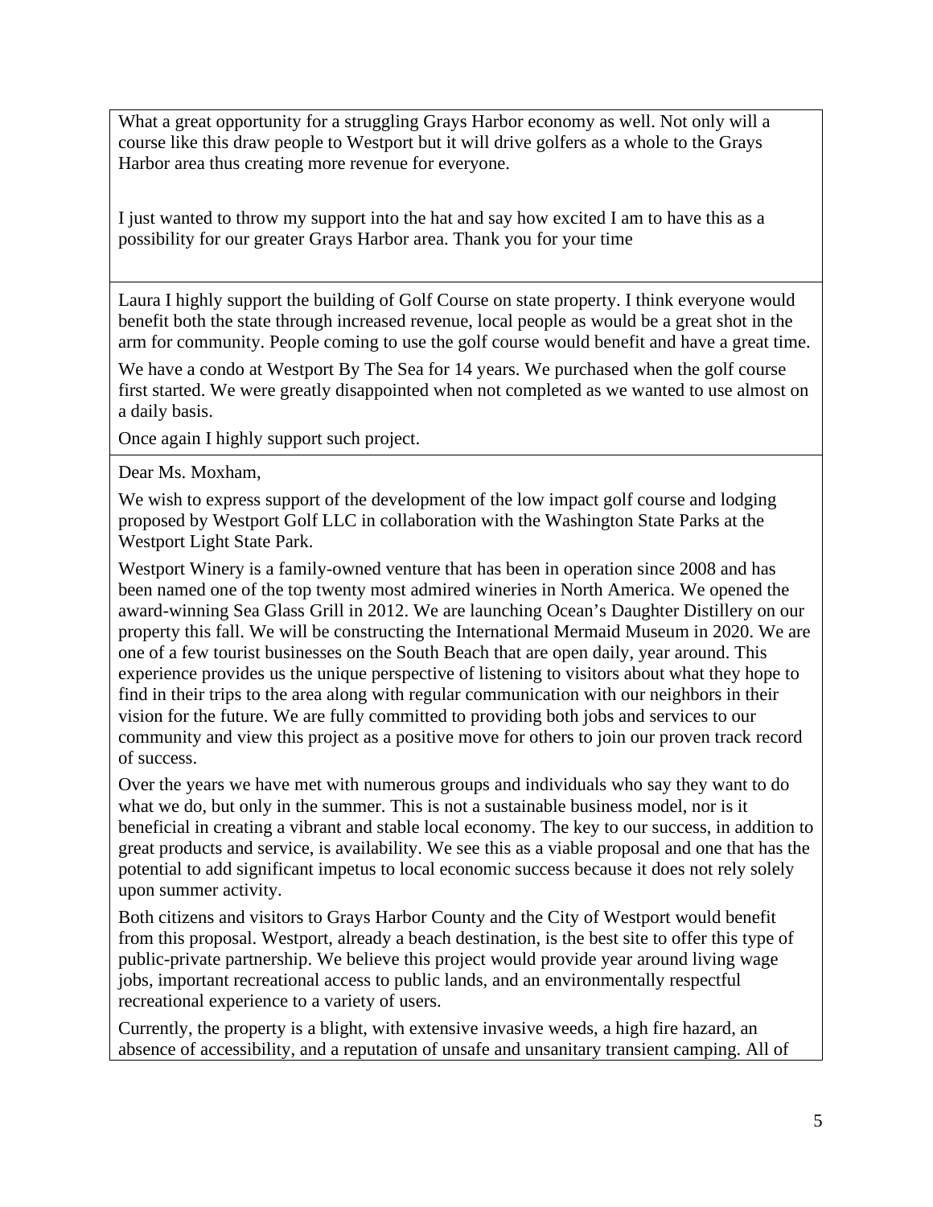What a great opportunity for a struggling Grays Harbor economy as well. Not only will a course like this draw people to Westport but it will drive golfers as a whole to the Grays Harbor area thus creating more revenue for everyone.

I just wanted to throw my support into the hat and say how excited I am to have this as a possibility for our greater Grays Harbor area. Thank you for your time

---

Laura I highly support the building of Golf Course on state property. I think everyone would benefit both the state through increased revenue, local people as would be a great shot in the arm for community. People coming to use the golf course would benefit and have a great time.

We have a condo at Westport By The Sea for 14 years. We purchased when the golf course first started. We were greatly disappointed when not completed as we wanted to use almost on a daily basis.

Once again I highly support such project.

---

Dear Ms. Moxham,

We wish to express support of the development of the low impact golf course and lodging proposed by Westport Golf LLC in collaboration with the Washington State Parks at the Westport Light State Park.

Westport Winery is a family-owned venture that has been in operation since 2008 and has been named one of the top twenty most admired wineries in North America. We opened the award-winning Sea Glass Grill in 2012. We are launching Ocean's Daughter Distillery on our property this fall. We will be constructing the International Mermaid Museum in 2020. We are one of a few tourist businesses on the South Beach that are open daily, year around. This experience provides us the unique perspective of listening to visitors about what they hope to find in their trips to the area along with regular communication with our neighbors in their vision for the future. We are fully committed to providing both jobs and services to our community and view this project as a positive move for others to join our proven track record of success.

Over the years we have met with numerous groups and individuals who say they want to do what we do, but only in the summer. This is not a sustainable business model, nor is it beneficial in creating a vibrant and stable local economy. The key to our success, in addition to great products and service, is availability. We see this as a viable proposal and one that has the potential to add significant impetus to local economic success because it does not rely solely upon summer activity.

Both citizens and visitors to Grays Harbor County and the City of Westport would benefit from this proposal. Westport, already a beach destination, is the best site to offer this type of public-private partnership. We believe this project would provide year around living wage jobs, important recreational access to public lands, and an environmentally respectful recreational experience to a variety of users.

Currently, the property is a blight, with extensive invasive weeds, a high fire hazard, an absence of accessibility, and a reputation of unsafe and unsanitary transient camping. All of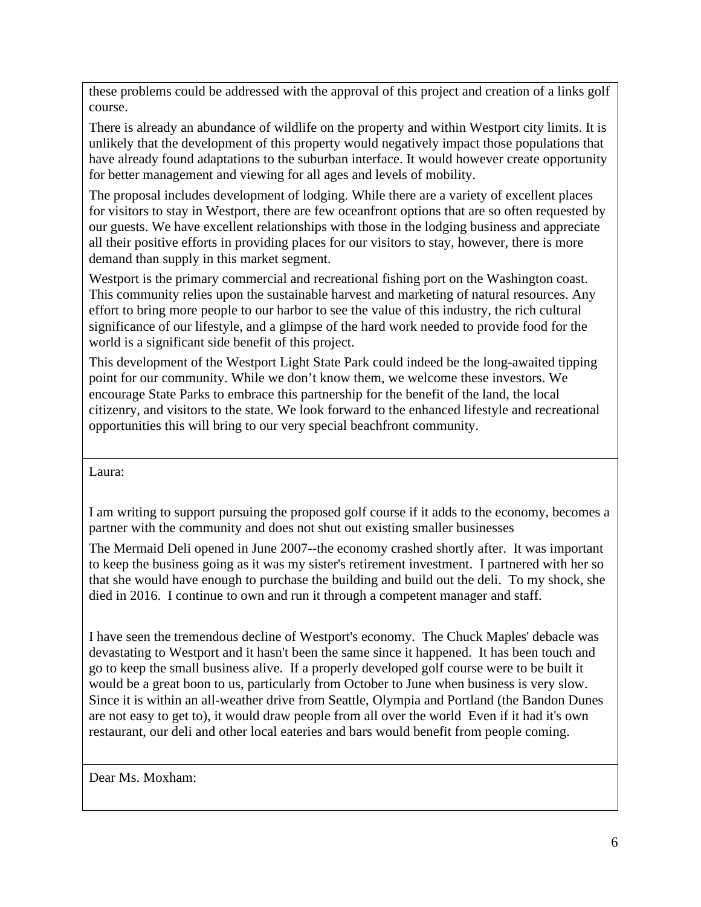these problems could be addressed with the approval of this project and creation of a links golf course.

There is already an abundance of wildlife on the property and within Westport city limits. It is unlikely that the development of this property would negatively impact those populations that have already found adaptations to the suburban interface. It would however create opportunity for better management and viewing for all ages and levels of mobility.

The proposal includes development of lodging. While there are a variety of excellent places for visitors to stay in Westport, there are few oceanfront options that are so often requested by our guests. We have excellent relationships with those in the lodging business and appreciate all their positive efforts in providing places for our visitors to stay, however, there is more demand than supply in this market segment.

Westport is the primary commercial and recreational fishing port on the Washington coast. This community relies upon the sustainable harvest and marketing of natural resources. Any effort to bring more people to our harbor to see the value of this industry, the rich cultural significance of our lifestyle, and a glimpse of the hard work needed to provide food for the world is a significant side benefit of this project.

This development of the Westport Light State Park could indeed be the long-awaited tipping point for our community. While we don't know them, we welcome these investors. We encourage State Parks to embrace this partnership for the benefit of the land, the local citizenry, and visitors to the state. We look forward to the enhanced lifestyle and recreational opportunities this will bring to our very special beachfront community.

---

Laura:

I am writing to support pursuing the proposed golf course if it adds to the economy, becomes a partner with the community and does not shut out existing smaller businesses

The Mermaid Deli opened in June 2007--the economy crashed shortly after. It was important to keep the business going as it was my sister's retirement investment. I partnered with her so that she would have enough to purchase the building and build out the deli. To my shock, she died in 2016. I continue to own and run it through a competent manager and staff.

I have seen the tremendous decline of Westport's economy. The Chuck Maples' debacle was devastating to Westport and it hasn't been the same since it happened. It has been touch and go to keep the small business alive. If a properly developed golf course were to be built it would be a great boon to us, particularly from October to June when business is very slow. Since it is within an all-weather drive from Seattle, Olympia and Portland (the Bandon Dunes are not easy to get to), it would draw people from all over the world Even if it had it's own restaurant, our deli and other local eateries and bars would benefit from people coming.

---

Dear Ms. Moxham: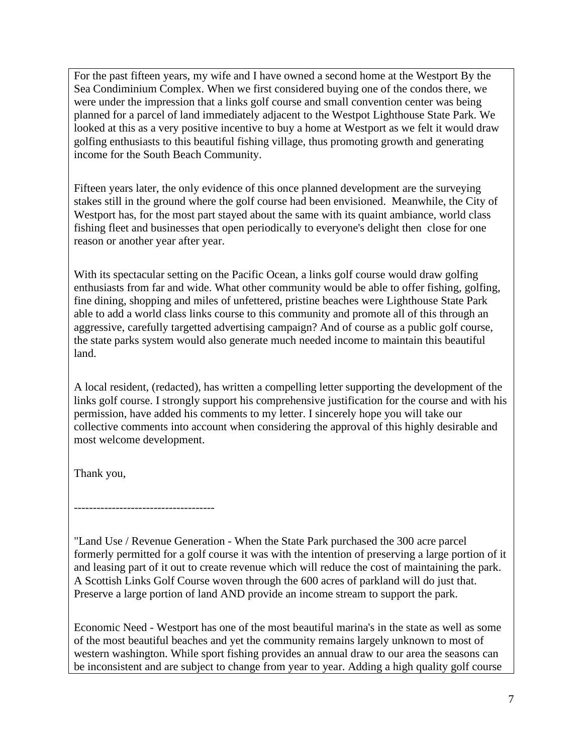For the past fifteen years, my wife and I have owned a second home at the Westport By the Sea Condiminium Complex. When we first considered buying one of the condos there, we were under the impression that a links golf course and small convention center was being planned for a parcel of land immediately adjacent to the Westpot Lighthouse State Park. We looked at this as a very positive incentive to buy a home at Westport as we felt it would draw golfing enthusiasts to this beautiful fishing village, thus promoting growth and generating income for the South Beach Community.

Fifteen years later, the only evidence of this once planned development are the surveying stakes still in the ground where the golf course had been envisioned. Meanwhile, the City of Westport has, for the most part stayed about the same with its quaint ambiance, world class fishing fleet and businesses that open periodically to everyone's delight then close for one reason or another year after year.

With its spectacular setting on the Pacific Ocean, a links golf course would draw golfing enthusiasts from far and wide. What other community would be able to offer fishing, golfing, fine dining, shopping and miles of unfettered, pristine beaches were Lighthouse State Park able to add a world class links course to this community and promote all of this through an aggressive, carefully targetted advertising campaign? And of course as a public golf course, the state parks system would also generate much needed income to maintain this beautiful land.

A local resident, (redacted), has written a compelling letter supporting the development of the links golf course. I strongly support his comprehensive justification for the course and with his permission, have added his comments to my letter. I sincerely hope you will take our collective comments into account when considering the approval of this highly desirable and most welcome development.

Thank you,

-------------------------------------

"Land Use / Revenue Generation - When the State Park purchased the 300 acre parcel formerly permitted for a golf course it was with the intention of preserving a large portion of it and leasing part of it out to create revenue which will reduce the cost of maintaining the park. A Scottish Links Golf Course woven through the 600 acres of parkland will do just that. Preserve a large portion of land AND provide an income stream to support the park.

Economic Need - Westport has one of the most beautiful marina's in the state as well as some of the most beautiful beaches and yet the community remains largely unknown to most of western washington. While sport fishing provides an annual draw to our area the seasons can be inconsistent and are subject to change from year to year. Adding a high quality golf course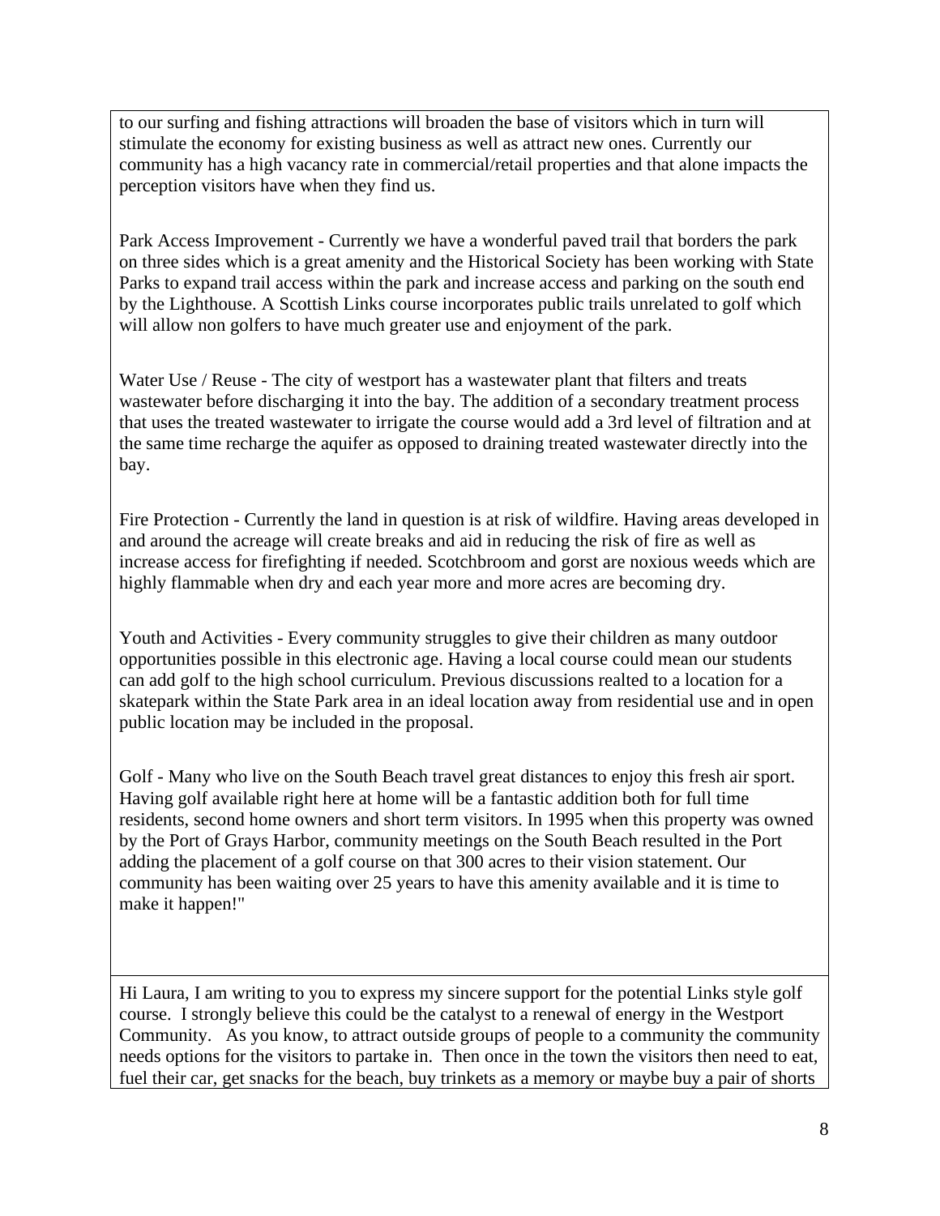to our surfing and fishing attractions will broaden the base of visitors which in turn will stimulate the economy for existing business as well as attract new ones. Currently our community has a high vacancy rate in commercial/retail properties and that alone impacts the perception visitors have when they find us.

Park Access Improvement - Currently we have a wonderful paved trail that borders the park on three sides which is a great amenity and the Historical Society has been working with State Parks to expand trail access within the park and increase access and parking on the south end by the Lighthouse. A Scottish Links course incorporates public trails unrelated to golf which will allow non golfers to have much greater use and enjoyment of the park.

Water Use / Reuse - The city of westport has a wastewater plant that filters and treats wastewater before discharging it into the bay. The addition of a secondary treatment process that uses the treated wastewater to irrigate the course would add a 3rd level of filtration and at the same time recharge the aquifer as opposed to draining treated wastewater directly into the bay.

Fire Protection - Currently the land in question is at risk of wildfire. Having areas developed in and around the acreage will create breaks and aid in reducing the risk of fire as well as increase access for firefighting if needed. Scotchbroom and gorst are noxious weeds which are highly flammable when dry and each year more and more acres are becoming dry.

Youth and Activities - Every community struggles to give their children as many outdoor opportunities possible in this electronic age. Having a local course could mean our students can add golf to the high school curriculum. Previous discussions realted to a location for a skatepark within the State Park area in an ideal location away from residential use and in open public location may be included in the proposal.

Golf - Many who live on the South Beach travel great distances to enjoy this fresh air sport. Having golf available right here at home will be a fantastic addition both for full time residents, second home owners and short term visitors. In 1995 when this property was owned by the Port of Grays Harbor, community meetings on the South Beach resulted in the Port adding the placement of a golf course on that 300 acres to their vision statement. Our community has been waiting over 25 years to have this amenity available and it is time to make it happen!"

---

Hi Laura, I am writing to you to express my sincere support for the potential Links style golf course. I strongly believe this could be the catalyst to a renewal of energy in the Westport Community. As you know, to attract outside groups of people to a community the community needs options for the visitors to partake in. Then once in the town the visitors then need to eat, fuel their car, get snacks for the beach, buy trinkets as a memory or maybe buy a pair of shorts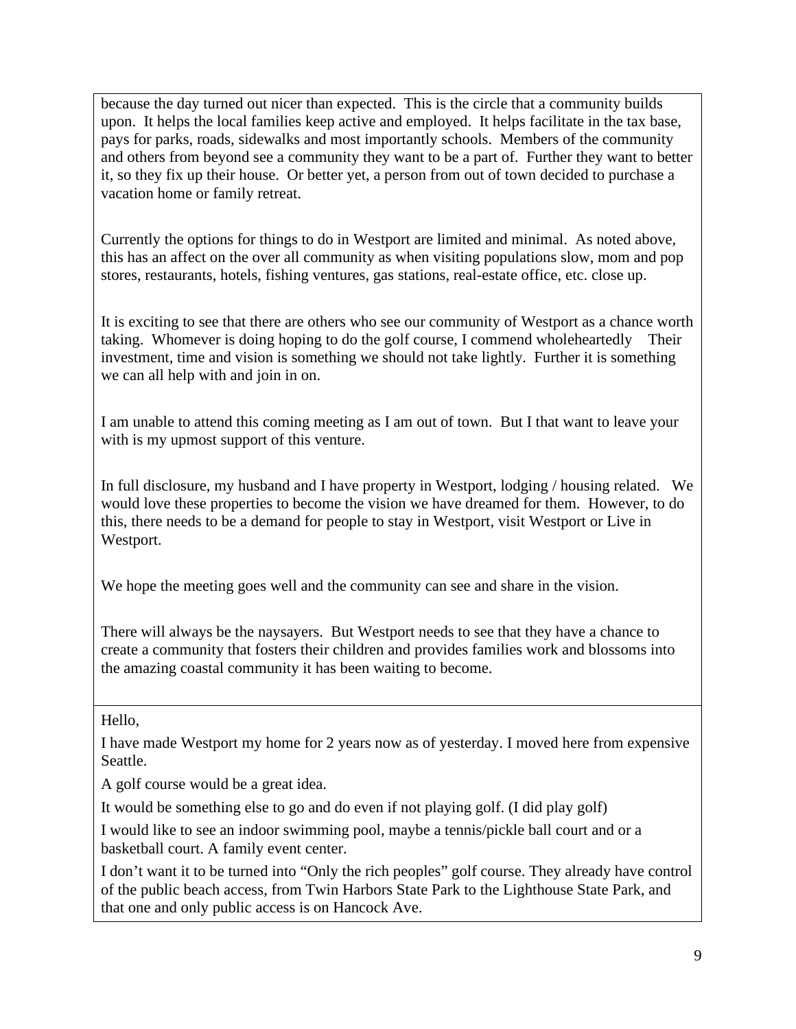because the day turned out nicer than expected. This is the circle that a community builds upon. It helps the local families keep active and employed. It helps facilitate in the tax base, pays for parks, roads, sidewalks and most importantly schools. Members of the community and others from beyond see a community they want to be a part of. Further they want to better it, so they fix up their house. Or better yet, a person from out of town decided to purchase a vacation home or family retreat.

Currently the options for things to do in Westport are limited and minimal. As noted above, this has an affect on the over all community as when visiting populations slow, mom and pop stores, restaurants, hotels, fishing ventures, gas stations, real-estate office, etc. close up.

It is exciting to see that there are others who see our community of Westport as a chance worth taking. Whomever is doing hoping to do the golf course, I commend wholeheartedly Their investment, time and vision is something we should not take lightly. Further it is something we can all help with and join in on.

I am unable to attend this coming meeting as I am out of town. But I that want to leave your with is my upmost support of this venture.

In full disclosure, my husband and I have property in Westport, lodging / housing related. We would love these properties to become the vision we have dreamed for them. However, to do this, there needs to be a demand for people to stay in Westport, visit Westport or Live in Westport.

We hope the meeting goes well and the community can see and share in the vision.

There will always be the naysayers. But Westport needs to see that they have a chance to create a community that fosters their children and provides families work and blossoms into the amazing coastal community it has been waiting to become.

---

Hello,

I have made Westport my home for 2 years now as of yesterday. I moved here from expensive Seattle.

A golf course would be a great idea.

It would be something else to go and do even if not playing golf. (I did play golf)

I would like to see an indoor swimming pool, maybe a tennis/pickle ball court and or a basketball court. A family event center.

I don't want it to be turned into "Only the rich peoples" golf course. They already have control of the public beach access, from Twin Harbors State Park to the Lighthouse State Park, and that one and only public access is on Hancock Ave.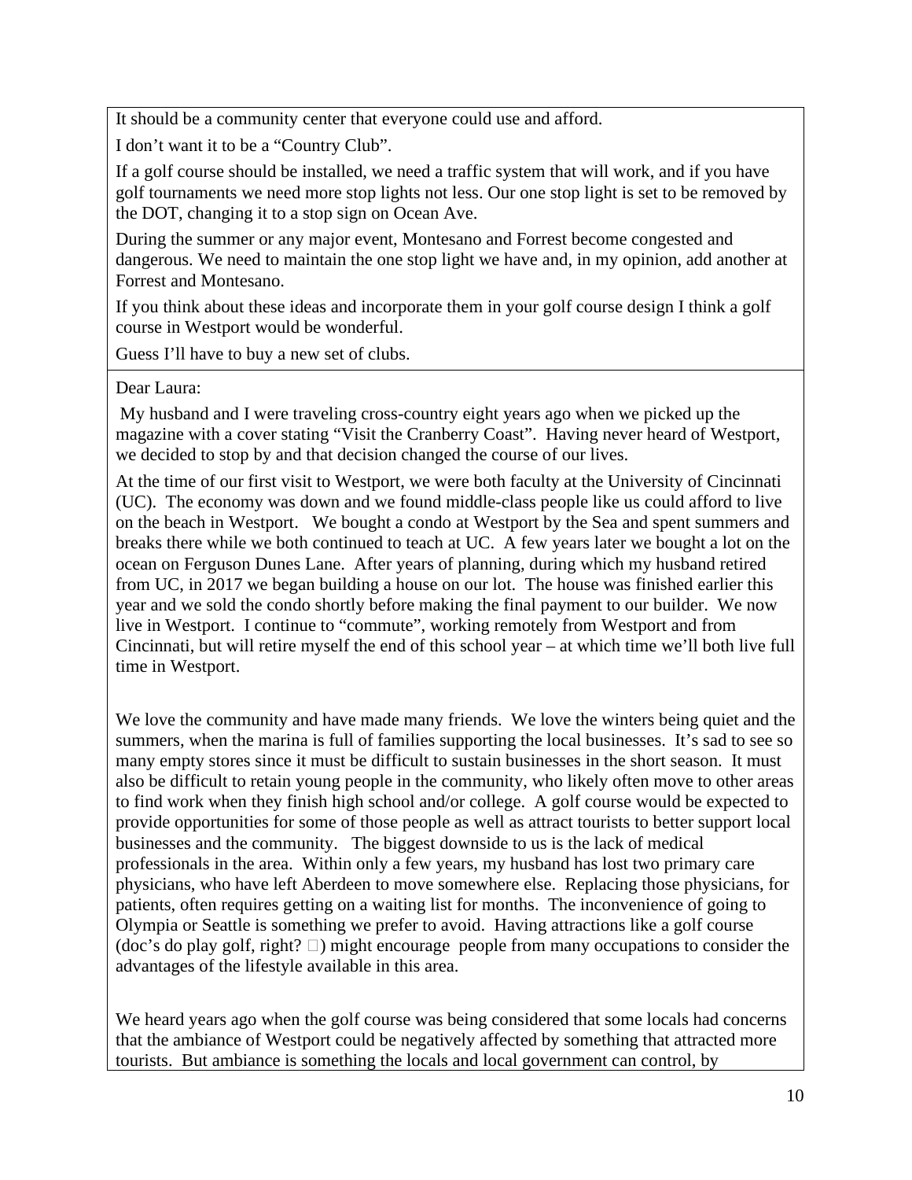It should be a community center that everyone could use and afford.

I don't want it to be a "Country Club".

If a golf course should be installed, we need a traffic system that will work, and if you have golf tournaments we need more stop lights not less. Our one stop light is set to be removed by the DOT, changing it to a stop sign on Ocean Ave.

During the summer or any major event, Montesano and Forrest become congested and dangerous. We need to maintain the one stop light we have and, in my opinion, add another at Forrest and Montesano.

If you think about these ideas and incorporate them in your golf course design I think a golf course in Westport would be wonderful.

Guess I'll have to buy a new set of clubs.

---

Dear Laura:

My husband and I were traveling cross-country eight years ago when we picked up the magazine with a cover stating "Visit the Cranberry Coast". Having never heard of Westport, we decided to stop by and that decision changed the course of our lives.

At the time of our first visit to Westport, we were both faculty at the University of Cincinnati (UC). The economy was down and we found middle-class people like us could afford to live on the beach in Westport. We bought a condo at Westport by the Sea and spent summers and breaks there while we both continued to teach at UC. A few years later we bought a lot on the ocean on Ferguson Dunes Lane. After years of planning, during which my husband retired from UC, in 2017 we began building a house on our lot. The house was finished earlier this year and we sold the condo shortly before making the final payment to our builder. We now live in Westport. I continue to "commute", working remotely from Westport and from Cincinnati, but will retire myself the end of this school year – at which time we'll both live full time in Westport.

We love the community and have made many friends. We love the winters being quiet and the summers, when the marina is full of families supporting the local businesses. It's sad to see so many empty stores since it must be difficult to sustain businesses in the short season. It must also be difficult to retain young people in the community, who likely often move to other areas to find work when they finish high school and/or college. A golf course would be expected to provide opportunities for some of those people as well as attract tourists to better support local businesses and the community. The biggest downside to us is the lack of medical professionals in the area. Within only a few years, my husband has lost two primary care physicians, who have left Aberdeen to move somewhere else. Replacing those physicians, for patients, often requires getting on a waiting list for months. The inconvenience of going to Olympia or Seattle is something we prefer to avoid. Having attractions like a golf course (doc's do play golf, right? □) might encourage people from many occupations to consider the advantages of the lifestyle available in this area.

We heard years ago when the golf course was being considered that some locals had concerns that the ambiance of Westport could be negatively affected by something that attracted more tourists. But ambiance is something the locals and local government can control, by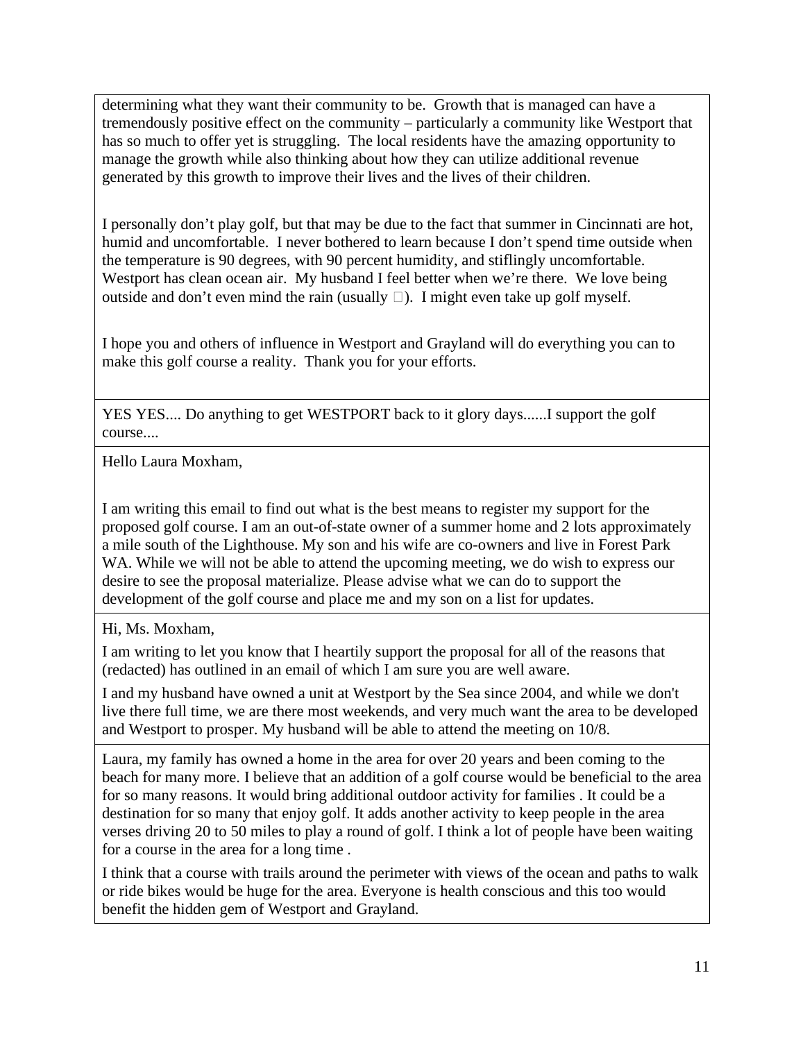determining what they want their community to be. Growth that is managed can have a tremendously positive effect on the community – particularly a community like Westport that has so much to offer yet is struggling. The local residents have the amazing opportunity to manage the growth while also thinking about how they can utilize additional revenue generated by this growth to improve their lives and the lives of their children.

I personally don't play golf, but that may be due to the fact that summer in Cincinnati are hot, humid and uncomfortable. I never bothered to learn because I don't spend time outside when the temperature is 90 degrees, with 90 percent humidity, and stiflingly uncomfortable. Westport has clean ocean air. My husband I feel better when we're there. We love being outside and don't even mind the rain (usually □). I might even take up golf myself.

I hope you and others of influence in Westport and Grayland will do everything you can to make this golf course a reality. Thank you for your efforts.

---

YES YES.... Do anything to get WESTPORT back to it glory days......I support the golf course....

---

Hello Laura Moxham,

I am writing this email to find out what is the best means to register my support for the proposed golf course. I am an out-of-state owner of a summer home and 2 lots approximately a mile south of the Lighthouse. My son and his wife are co-owners and live in Forest Park WA. While we will not be able to attend the upcoming meeting, we do wish to express our desire to see the proposal materialize. Please advise what we can do to support the development of the golf course and place me and my son on a list for updates.

---

Hi, Ms. Moxham,

I am writing to let you know that I heartily support the proposal for all of the reasons that (redacted) has outlined in an email of which I am sure you are well aware.

I and my husband have owned a unit at Westport by the Sea since 2004, and while we don't live there full time, we are there most weekends, and very much want the area to be developed and Westport to prosper. My husband will be able to attend the meeting on 10/8.

---

Laura, my family has owned a home in the area for over 20 years and been coming to the beach for many more. I believe that an addition of a golf course would be beneficial to the area for so many reasons. It would bring additional outdoor activity for families . It could be a destination for so many that enjoy golf. It adds another activity to keep people in the area verses driving 20 to 50 miles to play a round of golf. I think a lot of people have been waiting for a course in the area for a long time .

I think that a course with trails around the perimeter with views of the ocean and paths to walk or ride bikes would be huge for the area. Everyone is health conscious and this too would benefit the hidden gem of Westport and Grayland.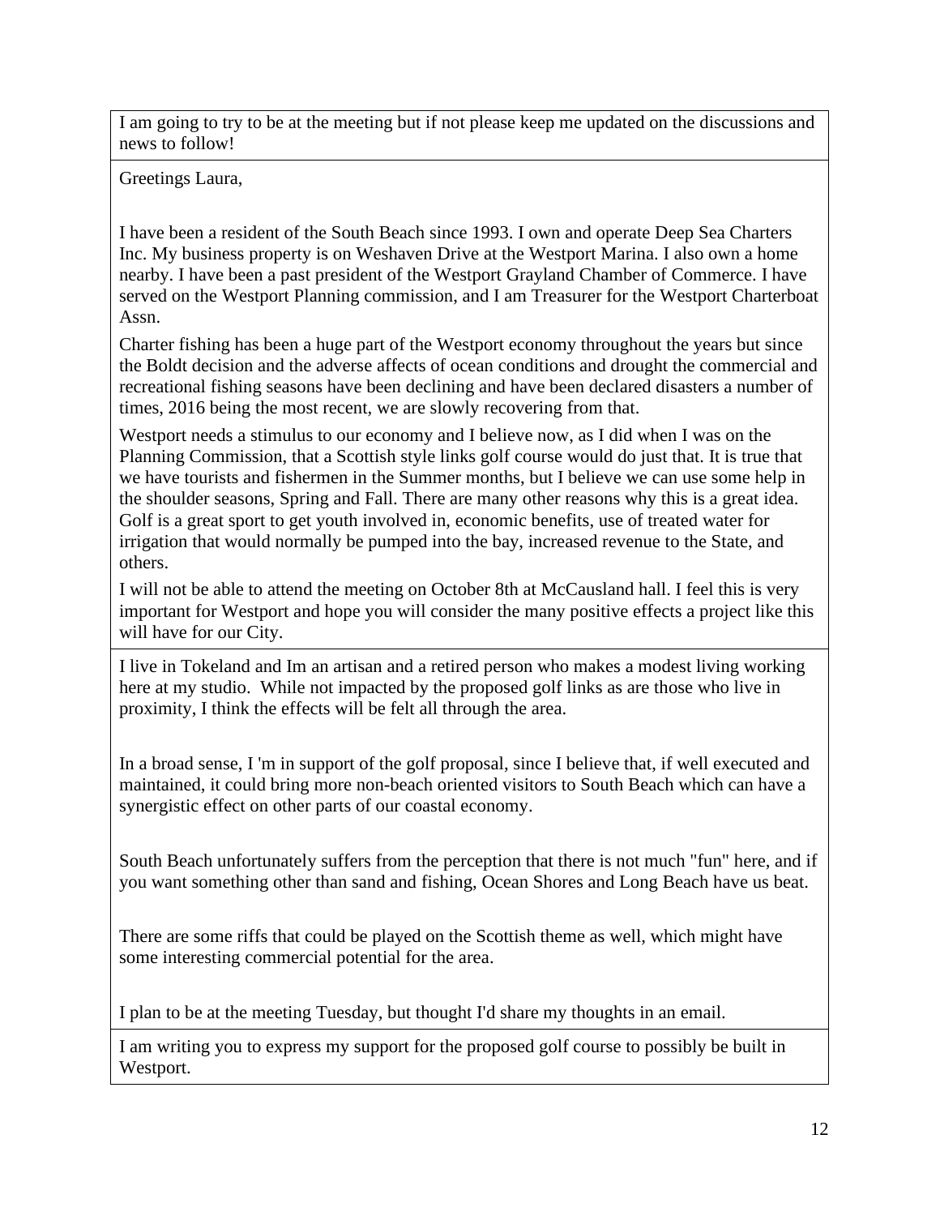| |
|---|
| I am going to try to be at the meeting but if not please keep me updated on the discussions and news to follow! |
| Greetings Laura,<br><br>I have been a resident of the South Beach since 1993. I own and operate Deep Sea Charters Inc. My business property is on Weshaven Drive at the Westport Marina. I also own a home nearby. I have been a past president of the Westport Grayland Chamber of Commerce. I have served on the Westport Planning commission, and I am Treasurer for the Westport Charterboat Assn.<br><br>Charter fishing has been a huge part of the Westport economy throughout the years but since the Boldt decision and the adverse affects of ocean conditions and drought the commercial and recreational fishing seasons have been declining and have been declared disasters a number of times, 2016 being the most recent, we are slowly recovering from that.<br><br>Westport needs a stimulus to our economy and I believe now, as I did when I was on the Planning Commission, that a Scottish style links golf course would do just that. It is true that we have tourists and fishermen in the Summer months, but I believe we can use some help in the shoulder seasons, Spring and Fall. There are many other reasons why this is a great idea. Golf is a great sport to get youth involved in, economic benefits, use of treated water for irrigation that would normally be pumped into the bay, increased revenue to the State, and others.<br><br>I will not be able to attend the meeting on October 8th at McCausland hall. I feel this is very important for Westport and hope you will consider the many positive effects a project like this will have for our City. |
| I live in Tokeland and Im an artisan and a retired person who makes a modest living working here at my studio. While not impacted by the proposed golf links as are those who live in proximity, I think the effects will be felt all through the area.<br><br>In a broad sense, I 'm in support of the golf proposal, since I believe that, if well executed and maintained, it could bring more non-beach oriented visitors to South Beach which can have a synergistic effect on other parts of our coastal economy.<br><br>South Beach unfortunately suffers from the perception that there is not much "fun" here, and if you want something other than sand and fishing, Ocean Shores and Long Beach have us beat.<br><br>There are some riffs that could be played on the Scottish theme as well, which might have some interesting commercial potential for the area.<br><br>I plan to be at the meeting Tuesday, but thought I'd share my thoughts in an email. |
| I am writing you to express my support for the proposed golf course to possibly be built in Westport. |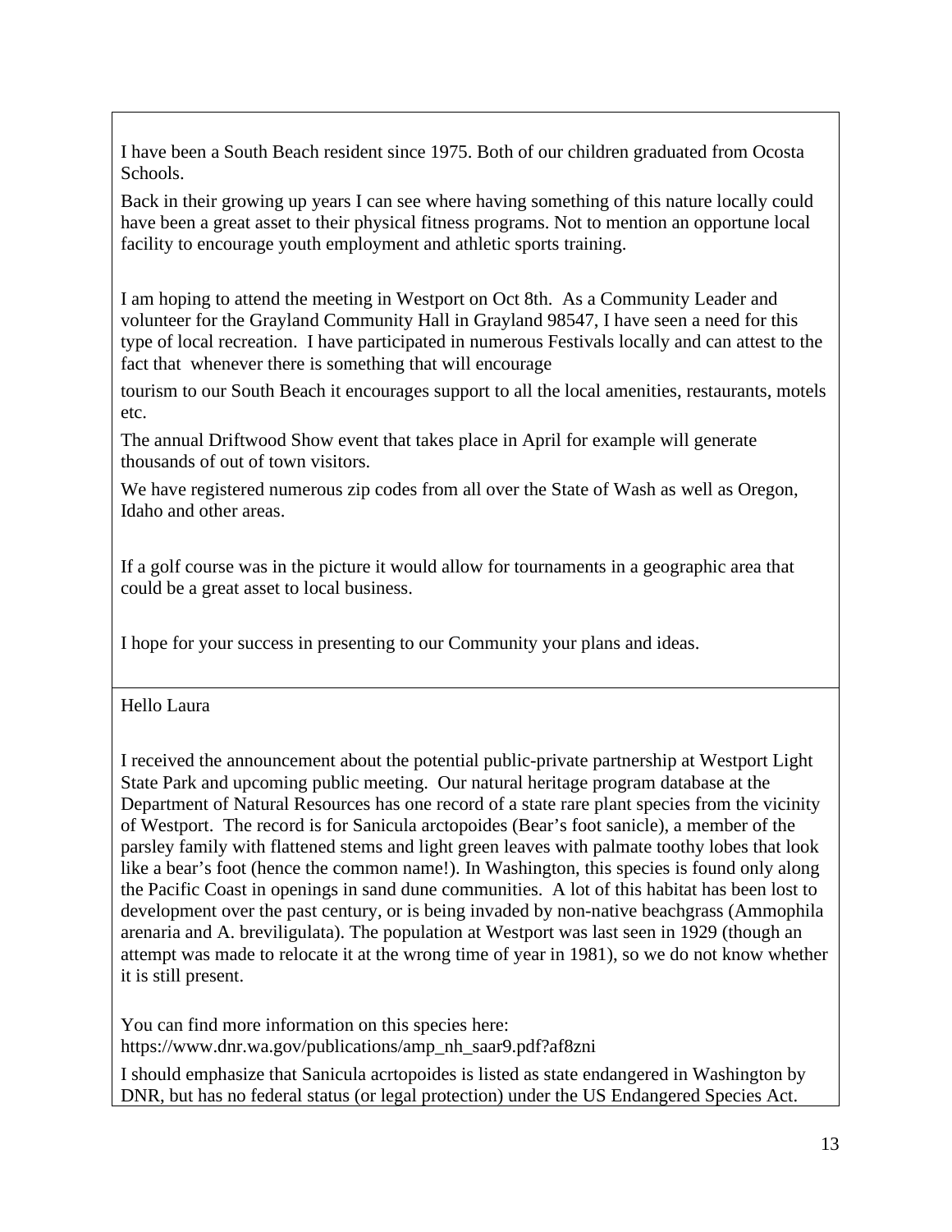I have been a South Beach resident since 1975. Both of our children graduated from Ocosta Schools.

Back in their growing up years I can see where having something of this nature locally could have been a great asset to their physical fitness programs. Not to mention an opportune local facility to encourage youth employment and athletic sports training.

I am hoping to attend the meeting in Westport on Oct 8th. As a Community Leader and volunteer for the Grayland Community Hall in Grayland 98547, I have seen a need for this type of local recreation. I have participated in numerous Festivals locally and can attest to the fact that whenever there is something that will encourage

tourism to our South Beach it encourages support to all the local amenities, restaurants, motels etc.

The annual Driftwood Show event that takes place in April for example will generate thousands of out of town visitors.

We have registered numerous zip codes from all over the State of Wash as well as Oregon, Idaho and other areas.

If a golf course was in the picture it would allow for tournaments in a geographic area that could be a great asset to local business.

I hope for your success in presenting to our Community your plans and ideas.

---

Hello Laura

I received the announcement about the potential public-private partnership at Westport Light State Park and upcoming public meeting. Our natural heritage program database at the Department of Natural Resources has one record of a state rare plant species from the vicinity of Westport. The record is for Sanicula arctopoides (Bear's foot sanicle), a member of the parsley family with flattened stems and light green leaves with palmate toothy lobes that look like a bear's foot (hence the common name!). In Washington, this species is found only along the Pacific Coast in openings in sand dune communities. A lot of this habitat has been lost to development over the past century, or is being invaded by non-native beachgrass (Ammophila arenaria and A. breviligulata). The population at Westport was last seen in 1929 (though an attempt was made to relocate it at the wrong time of year in 1981), so we do not know whether it is still present.

You can find more information on this species here:
https://www.dnr.wa.gov/publications/amp_nh_saar9.pdf?af8zni

I should emphasize that Sanicula acrtopoides is listed as state endangered in Washington by DNR, but has no federal status (or legal protection) under the US Endangered Species Act.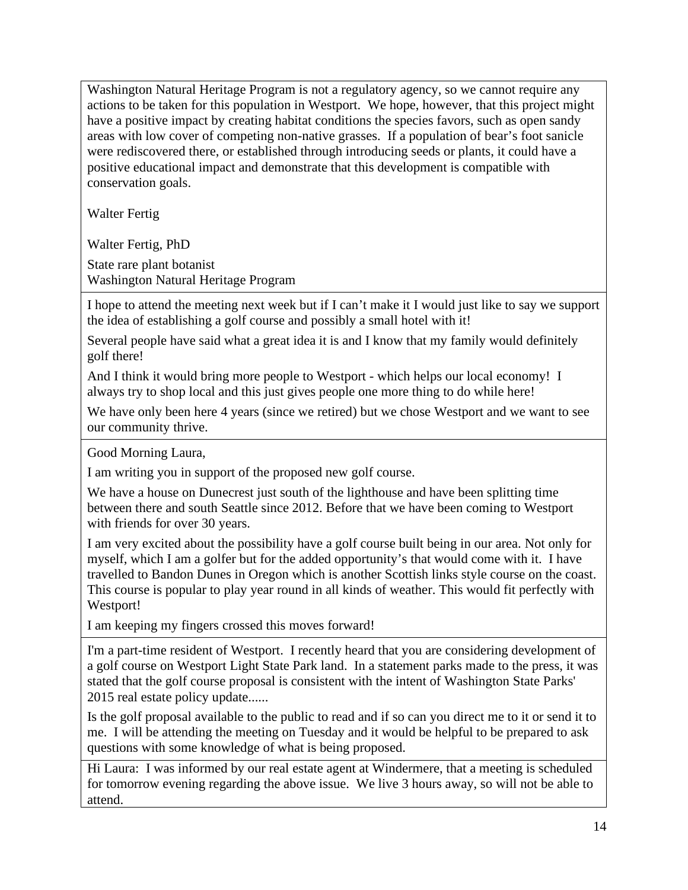| |
|---|
| Washington Natural Heritage Program is not a regulatory agency, so we cannot require any actions to be taken for this population in Westport. We hope, however, that this project might have a positive impact by creating habitat conditions the species favors, such as open sandy areas with low cover of competing non-native grasses. If a population of bear's foot sanicle were rediscovered there, or established through introducing seeds or plants, it could have a positive educational impact and demonstrate that this development is compatible with conservation goals.<br><br>Walter Fertig<br><br>Walter Fertig, PhD<br><br>State rare plant botanist<br>Washington Natural Heritage Program |
| I hope to attend the meeting next week but if I can't make it I would just like to say we support the idea of establishing a golf course and possibly a small hotel with it!<br><br>Several people have said what a great idea it is and I know that my family would definitely golf there!<br><br>And I think it would bring more people to Westport - which helps our local economy! I always try to shop local and this just gives people one more thing to do while here!<br><br>We have only been here 4 years (since we retired) but we chose Westport and we want to see our community thrive. |
| Good Morning Laura,<br><br>I am writing you in support of the proposed new golf course.<br><br>We have a house on Dunecrest just south of the lighthouse and have been splitting time between there and south Seattle since 2012. Before that we have been coming to Westport with friends for over 30 years.<br><br>I am very excited about the possibility have a golf course built being in our area. Not only for myself, which I am a golfer but for the added opportunity's that would come with it. I have travelled to Bandon Dunes in Oregon which is another Scottish links style course on the coast. This course is popular to play year round in all kinds of weather. This would fit perfectly with Westport!<br><br>I am keeping my fingers crossed this moves forward! |
| I'm a part-time resident of Westport. I recently heard that you are considering development of a golf course on Westport Light State Park land. In a statement parks made to the press, it was stated that the golf course proposal is consistent with the intent of Washington State Parks' 2015 real estate policy update......<br><br>Is the golf proposal available to the public to read and if so can you direct me to it or send it to me. I will be attending the meeting on Tuesday and it would be helpful to be prepared to ask questions with some knowledge of what is being proposed. |
| Hi Laura: I was informed by our real estate agent at Windermere, that a meeting is scheduled for tomorrow evening regarding the above issue. We live 3 hours away, so will not be able to attend. |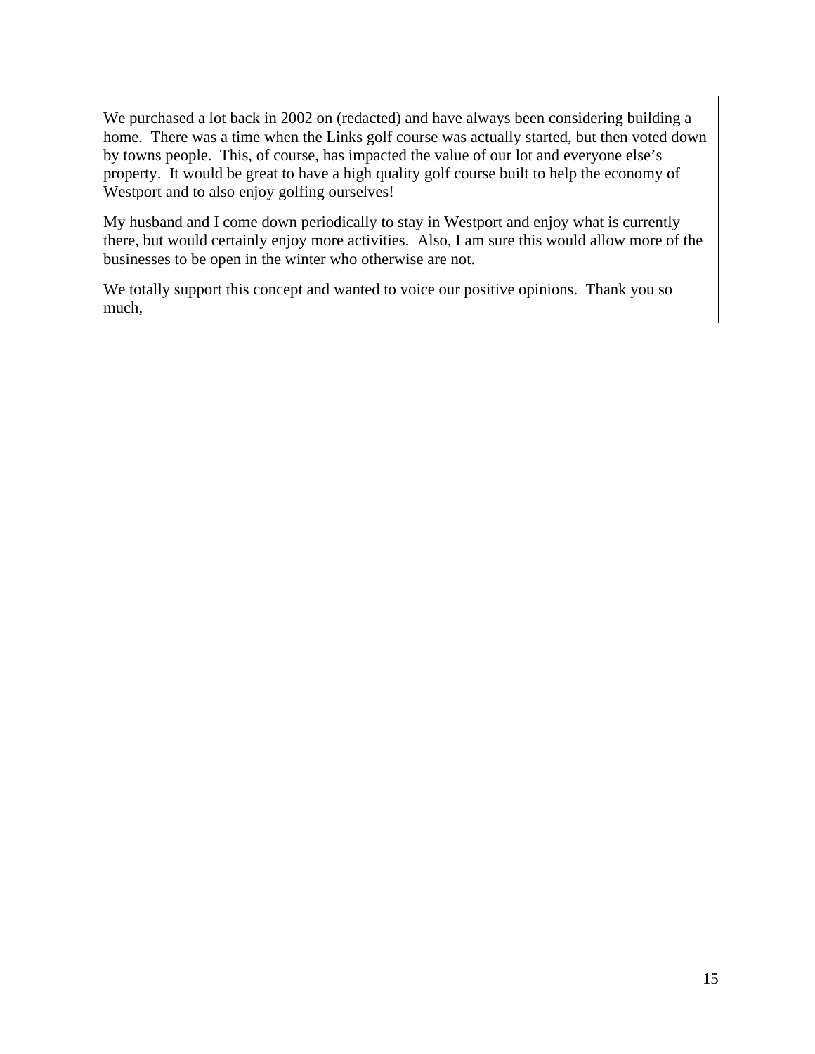We purchased a lot back in 2002 on (redacted) and have always been considering building a home. There was a time when the Links golf course was actually started, but then voted down by towns people. This, of course, has impacted the value of our lot and everyone else's property. It would be great to have a high quality golf course built to help the economy of Westport and to also enjoy golfing ourselves!

My husband and I come down periodically to stay in Westport and enjoy what is currently there, but would certainly enjoy more activities. Also, I am sure this would allow more of the businesses to be open in the winter who otherwise are not.

We totally support this concept and wanted to voice our positive opinions. Thank you so much,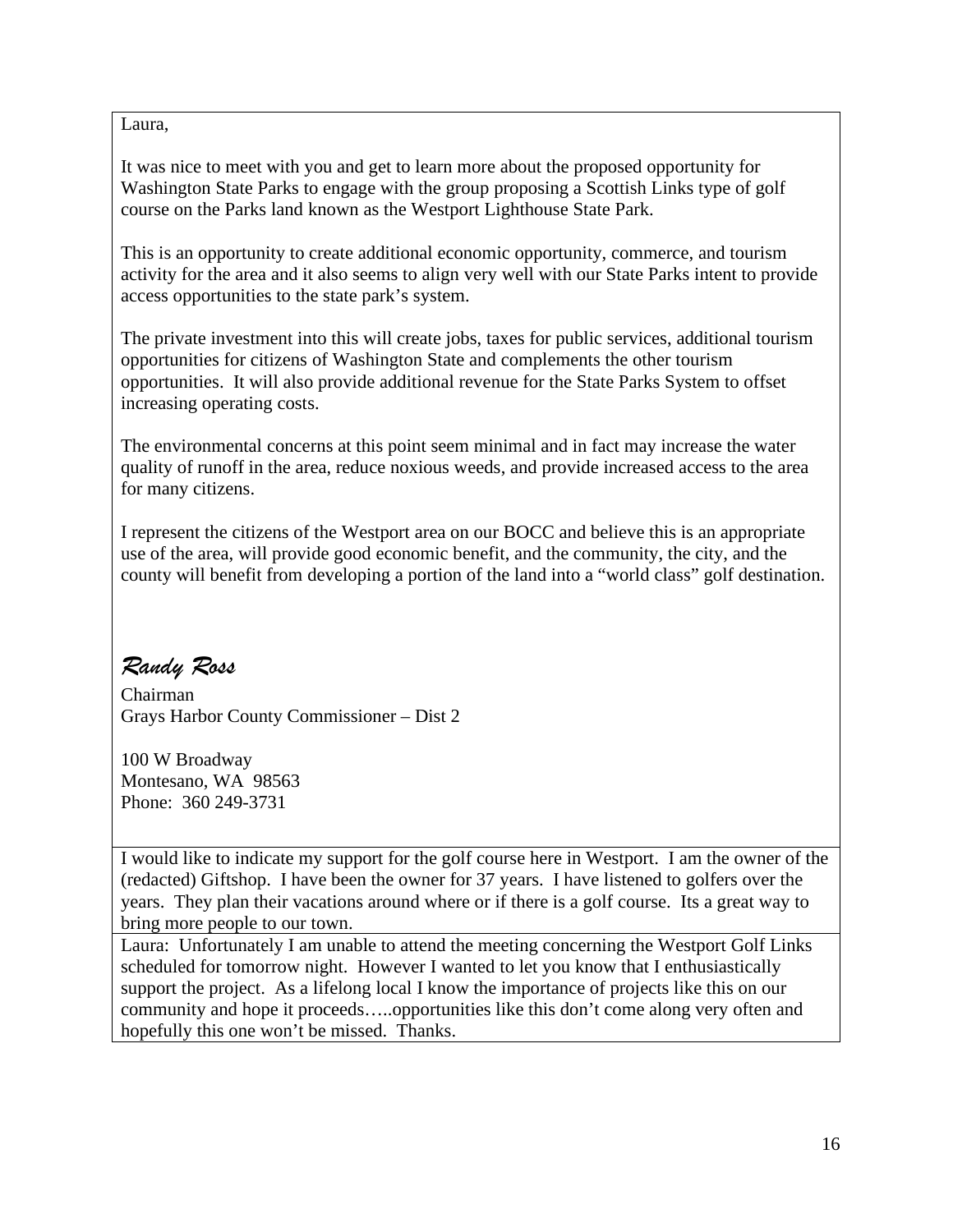Laura,

It was nice to meet with you and get to learn more about the proposed opportunity for Washington State Parks to engage with the group proposing a Scottish Links type of golf course on the Parks land known as the Westport Lighthouse State Park.

This is an opportunity to create additional economic opportunity, commerce, and tourism activity for the area and it also seems to align very well with our State Parks intent to provide access opportunities to the state park's system.

The private investment into this will create jobs, taxes for public services, additional tourism opportunities for citizens of Washington State and complements the other tourism opportunities. It will also provide additional revenue for the State Parks System to offset increasing operating costs.

The environmental concerns at this point seem minimal and in fact may increase the water quality of runoff in the area, reduce noxious weeds, and provide increased access to the area for many citizens.

I represent the citizens of the Westport area on our BOCC and believe this is an appropriate use of the area, will provide good economic benefit, and the community, the city, and the county will benefit from developing a portion of the land into a "world class" golf destination.

*Randy Ross*

Chairman
Grays Harbor County Commissioner – Dist 2

100 W Broadway
Montesano, WA 98563
Phone: 360 249-3731

---

I would like to indicate my support for the golf course here in Westport. I am the owner of the (redacted) Giftshop. I have been the owner for 37 years. I have listened to golfers over the years. They plan their vacations around where or if there is a golf course. Its a great way to bring more people to our town.

---

Laura: Unfortunately I am unable to attend the meeting concerning the Westport Golf Links scheduled for tomorrow night. However I wanted to let you know that I enthusiastically support the project. As a lifelong local I know the importance of projects like this on our community and hope it proceeds…..opportunities like this don't come along very often and hopefully this one won't be missed. Thanks.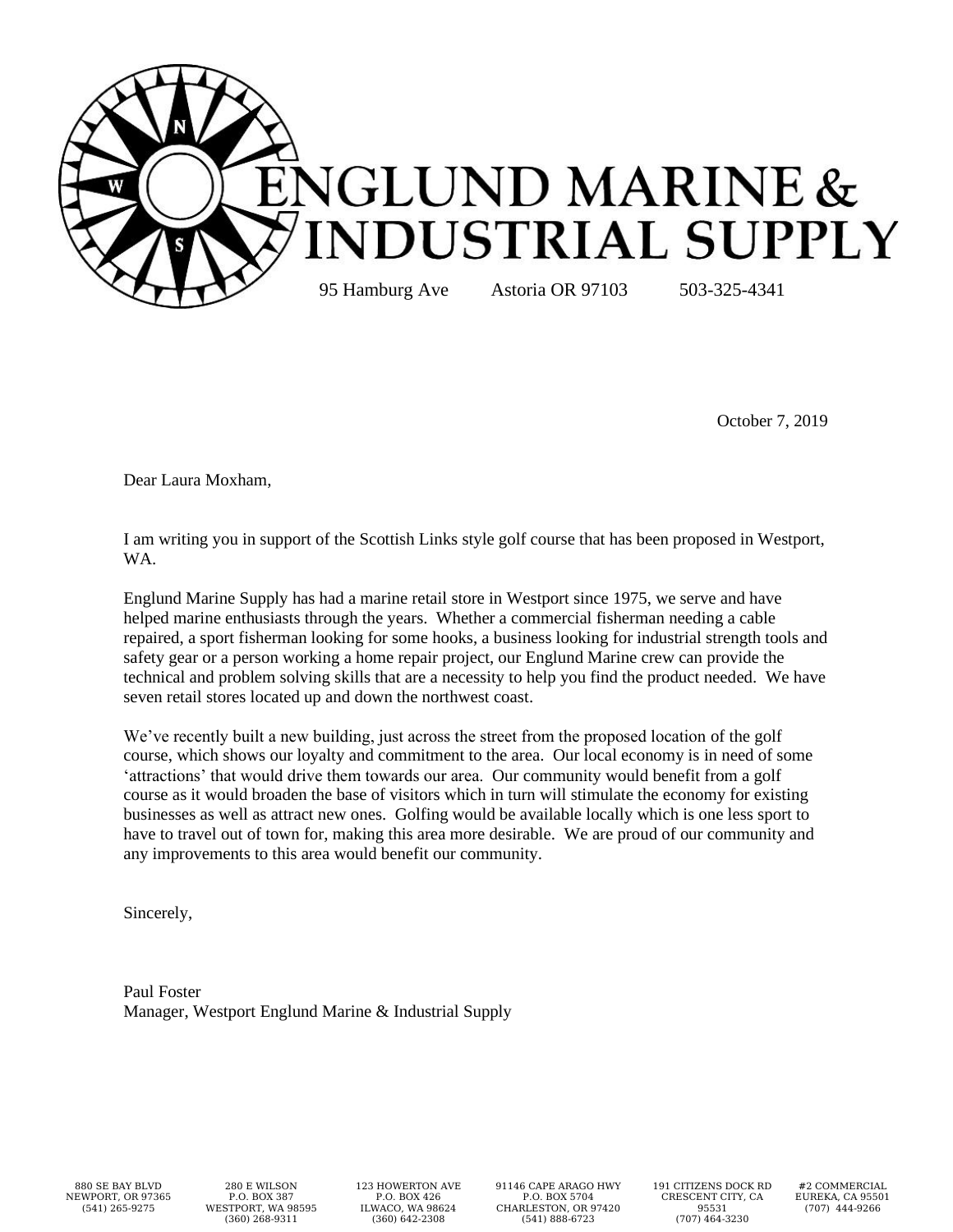# ENGLUND MARINE & INDUSTRIAL SUPPLY

95 Hamburg Ave    Astoria OR 97103    503-325-4341

October 7, 2019

Dear Laura Moxham,

I am writing you in support of the Scottish Links style golf course that has been proposed in Westport, WA.

Englund Marine Supply has had a marine retail store in Westport since 1975, we serve and have helped marine enthusiasts through the years. Whether a commercial fisherman needing a cable repaired, a sport fisherman looking for some hooks, a business looking for industrial strength tools and safety gear or a person working a home repair project, our Englund Marine crew can provide the technical and problem solving skills that are a necessity to help you find the product needed. We have seven retail stores located up and down the northwest coast.

We've recently built a new building, just across the street from the proposed location of the golf course, which shows our loyalty and commitment to the area. Our local economy is in need of some 'attractions' that would drive them towards our area. Our community would benefit from a golf course as it would broaden the base of visitors which in turn will stimulate the economy for existing businesses as well as attract new ones. Golfing would be available locally which is one less sport to have to travel out of town for, making this area more desirable. We are proud of our community and any improvements to this area would benefit our community.

Sincerely,

Paul Foster
Manager, Westport Englund Marine & Industrial Supply

880 SE BAY BLVD
NEWPORT, OR 97365
(541) 265-9275

280 E WILSON
P.O. BOX 387
WESTPORT, WA 98595
(360) 268-9311

123 HOWERTON AVE
P.O. BOX 426
ILWACO, WA 98624
(360) 642-2308

91146 CAPE ARAGO HWY
P.O. BOX 5704
CHARLESTON, OR 97420
(541) 888-6723

191 CITIZENS DOCK RD
CRESCENT CITY, CA
95531
(707) 464-3230

#2 COMMERCIAL
EUREKA, CA 95501
(707) 444-9266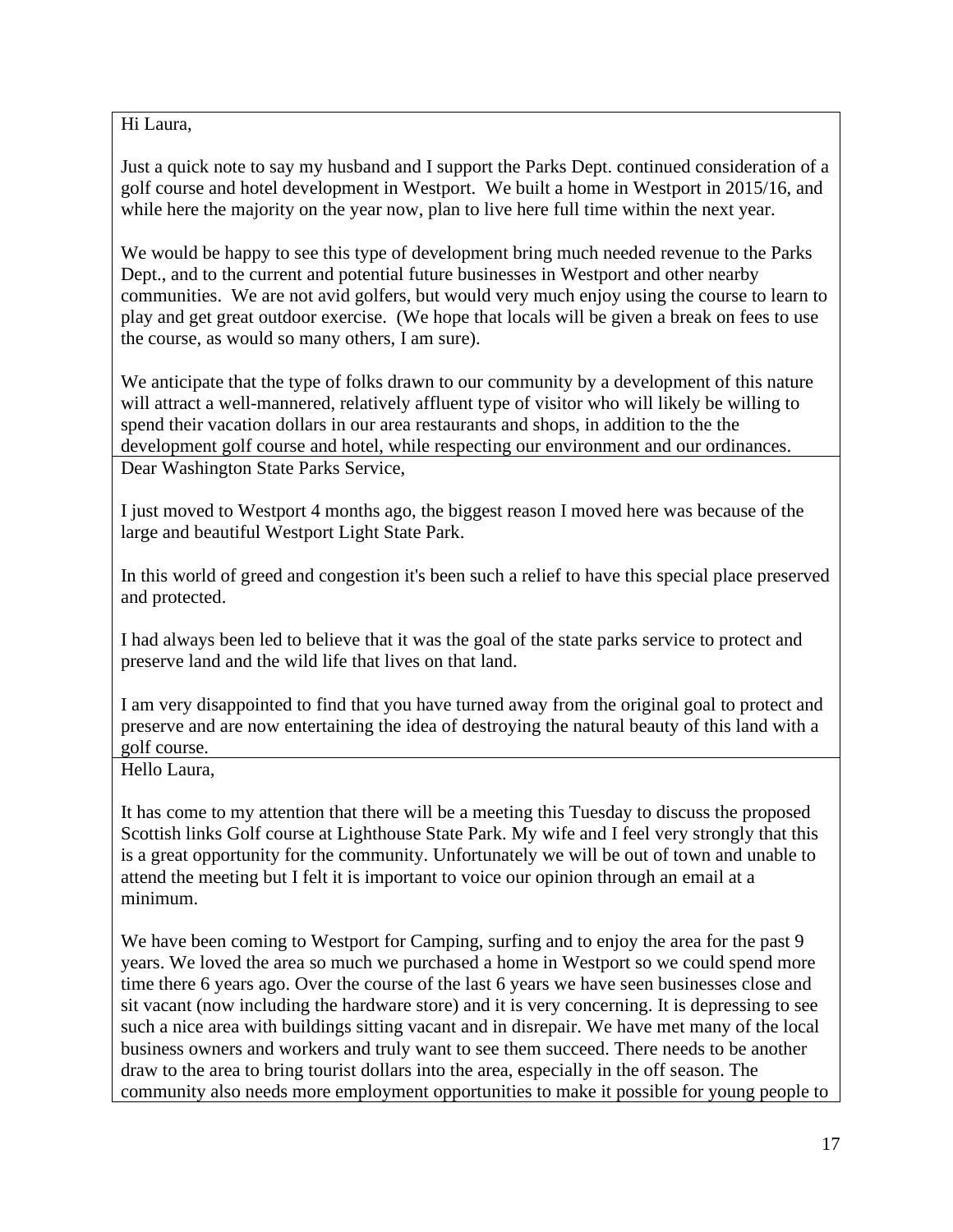Hi Laura,

Just a quick note to say my husband and I support the Parks Dept. continued consideration of a golf course and hotel development in Westport. We built a home in Westport in 2015/16, and while here the majority on the year now, plan to live here full time within the next year.

We would be happy to see this type of development bring much needed revenue to the Parks Dept., and to the current and potential future businesses in Westport and other nearby communities. We are not avid golfers, but would very much enjoy using the course to learn to play and get great outdoor exercise. (We hope that locals will be given a break on fees to use the course, as would so many others, I am sure).

We anticipate that the type of folks drawn to our community by a development of this nature will attract a well-mannered, relatively affluent type of visitor who will likely be willing to spend their vacation dollars in our area restaurants and shops, in addition to the the development golf course and hotel, while respecting our environment and our ordinances.

---

Dear Washington State Parks Service,

I just moved to Westport 4 months ago, the biggest reason I moved here was because of the large and beautiful Westport Light State Park.

In this world of greed and congestion it's been such a relief to have this special place preserved and protected.

I had always been led to believe that it was the goal of the state parks service to protect and preserve land and the wild life that lives on that land.

I am very disappointed to find that you have turned away from the original goal to protect and preserve and are now entertaining the idea of destroying the natural beauty of this land with a golf course.

---

Hello Laura,

It has come to my attention that there will be a meeting this Tuesday to discuss the proposed Scottish links Golf course at Lighthouse State Park. My wife and I feel very strongly that this is a great opportunity for the community. Unfortunately we will be out of town and unable to attend the meeting but I felt it is important to voice our opinion through an email at a minimum.

We have been coming to Westport for Camping, surfing and to enjoy the area for the past 9 years. We loved the area so much we purchased a home in Westport so we could spend more time there 6 years ago. Over the course of the last 6 years we have seen businesses close and sit vacant (now including the hardware store) and it is very concerning. It is depressing to see such a nice area with buildings sitting vacant and in disrepair. We have met many of the local business owners and workers and truly want to see them succeed. There needs to be another draw to the area to bring tourist dollars into the area, especially in the off season. The community also needs more employment opportunities to make it possible for young people to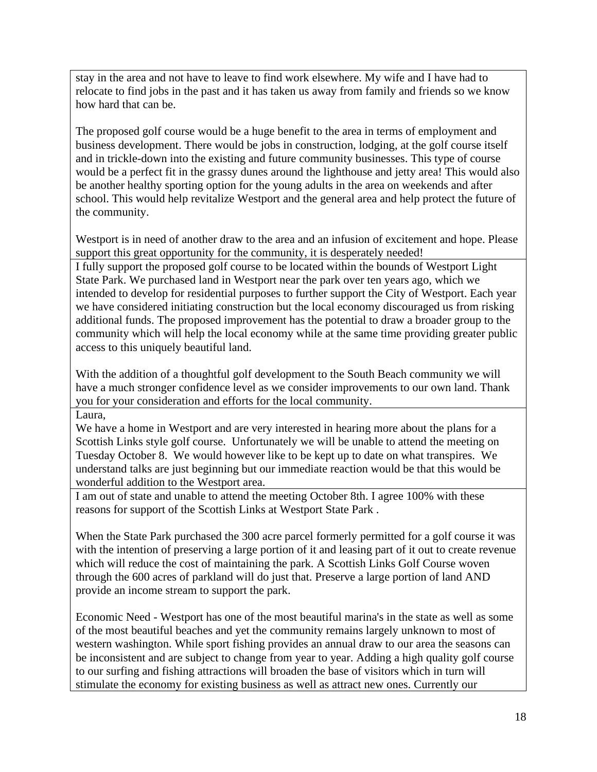stay in the area and not have to leave to find work elsewhere. My wife and I have had to relocate to find jobs in the past and it has taken us away from family and friends so we know how hard that can be.

The proposed golf course would be a huge benefit to the area in terms of employment and business development. There would be jobs in construction, lodging, at the golf course itself and in trickle-down into the existing and future community businesses. This type of course would be a perfect fit in the grassy dunes around the lighthouse and jetty area! This would also be another healthy sporting option for the young adults in the area on weekends and after school. This would help revitalize Westport and the general area and help protect the future of the community.

Westport is in need of another draw to the area and an infusion of excitement and hope. Please support this great opportunity for the community, it is desperately needed!

---

I fully support the proposed golf course to be located within the bounds of Westport Light State Park. We purchased land in Westport near the park over ten years ago, which we intended to develop for residential purposes to further support the City of Westport. Each year we have considered initiating construction but the local economy discouraged us from risking additional funds. The proposed improvement has the potential to draw a broader group to the community which will help the local economy while at the same time providing greater public access to this uniquely beautiful land.

With the addition of a thoughtful golf development to the South Beach community we will have a much stronger confidence level as we consider improvements to our own land. Thank you for your consideration and efforts for the local community.

---

Laura,
We have a home in Westport and are very interested in hearing more about the plans for a Scottish Links style golf course. Unfortunately we will be unable to attend the meeting on Tuesday October 8. We would however like to be kept up to date on what transpires. We understand talks are just beginning but our immediate reaction would be that this would be wonderful addition to the Westport area.

---

I am out of state and unable to attend the meeting October 8th. I agree 100% with these reasons for support of the Scottish Links at Westport State Park .

When the State Park purchased the 300 acre parcel formerly permitted for a golf course it was with the intention of preserving a large portion of it and leasing part of it out to create revenue which will reduce the cost of maintaining the park. A Scottish Links Golf Course woven through the 600 acres of parkland will do just that. Preserve a large portion of land AND provide an income stream to support the park.

Economic Need - Westport has one of the most beautiful marina's in the state as well as some of the most beautiful beaches and yet the community remains largely unknown to most of western washington. While sport fishing provides an annual draw to our area the seasons can be inconsistent and are subject to change from year to year. Adding a high quality golf course to our surfing and fishing attractions will broaden the base of visitors which in turn will stimulate the economy for existing business as well as attract new ones. Currently our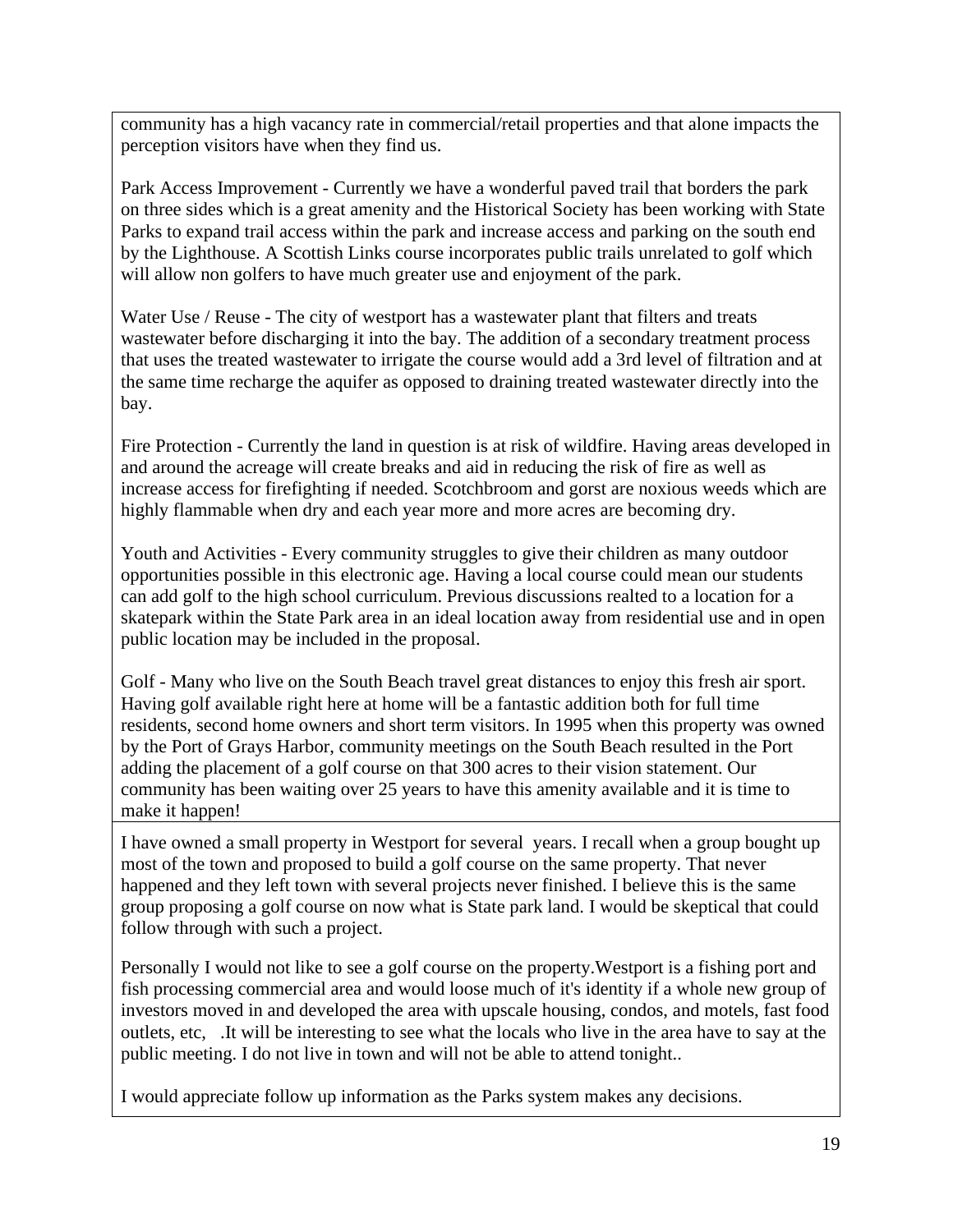community has a high vacancy rate in commercial/retail properties and that alone impacts the perception visitors have when they find us.

Park Access Improvement - Currently we have a wonderful paved trail that borders the park on three sides which is a great amenity and the Historical Society has been working with State Parks to expand trail access within the park and increase access and parking on the south end by the Lighthouse. A Scottish Links course incorporates public trails unrelated to golf which will allow non golfers to have much greater use and enjoyment of the park.

Water Use / Reuse - The city of westport has a wastewater plant that filters and treats wastewater before discharging it into the bay. The addition of a secondary treatment process that uses the treated wastewater to irrigate the course would add a 3rd level of filtration and at the same time recharge the aquifer as opposed to draining treated wastewater directly into the bay.

Fire Protection - Currently the land in question is at risk of wildfire. Having areas developed in and around the acreage will create breaks and aid in reducing the risk of fire as well as increase access for firefighting if needed. Scotchbroom and gorst are noxious weeds which are highly flammable when dry and each year more and more acres are becoming dry.

Youth and Activities - Every community struggles to give their children as many outdoor opportunities possible in this electronic age. Having a local course could mean our students can add golf to the high school curriculum. Previous discussions realted to a location for a skatepark within the State Park area in an ideal location away from residential use and in open public location may be included in the proposal.

Golf - Many who live on the South Beach travel great distances to enjoy this fresh air sport. Having golf available right here at home will be a fantastic addition both for full time residents, second home owners and short term visitors. In 1995 when this property was owned by the Port of Grays Harbor, community meetings on the South Beach resulted in the Port adding the placement of a golf course on that 300 acres to their vision statement. Our community has been waiting over 25 years to have this amenity available and it is time to make it happen!

---

I have owned a small property in Westport for several years. I recall when a group bought up most of the town and proposed to build a golf course on the same property. That never happened and they left town with several projects never finished. I believe this is the same group proposing a golf course on now what is State park land. I would be skeptical that could follow through with such a project.

Personally I would not like to see a golf course on the property.Westport is a fishing port and fish processing commercial area and would loose much of it's identity if a whole new group of investors moved in and developed the area with upscale housing, condos, and motels, fast food outlets, etc, .It will be interesting to see what the locals who live in the area have to say at the public meeting. I do not live in town and will not be able to attend tonight..

I would appreciate follow up information as the Parks system makes any decisions.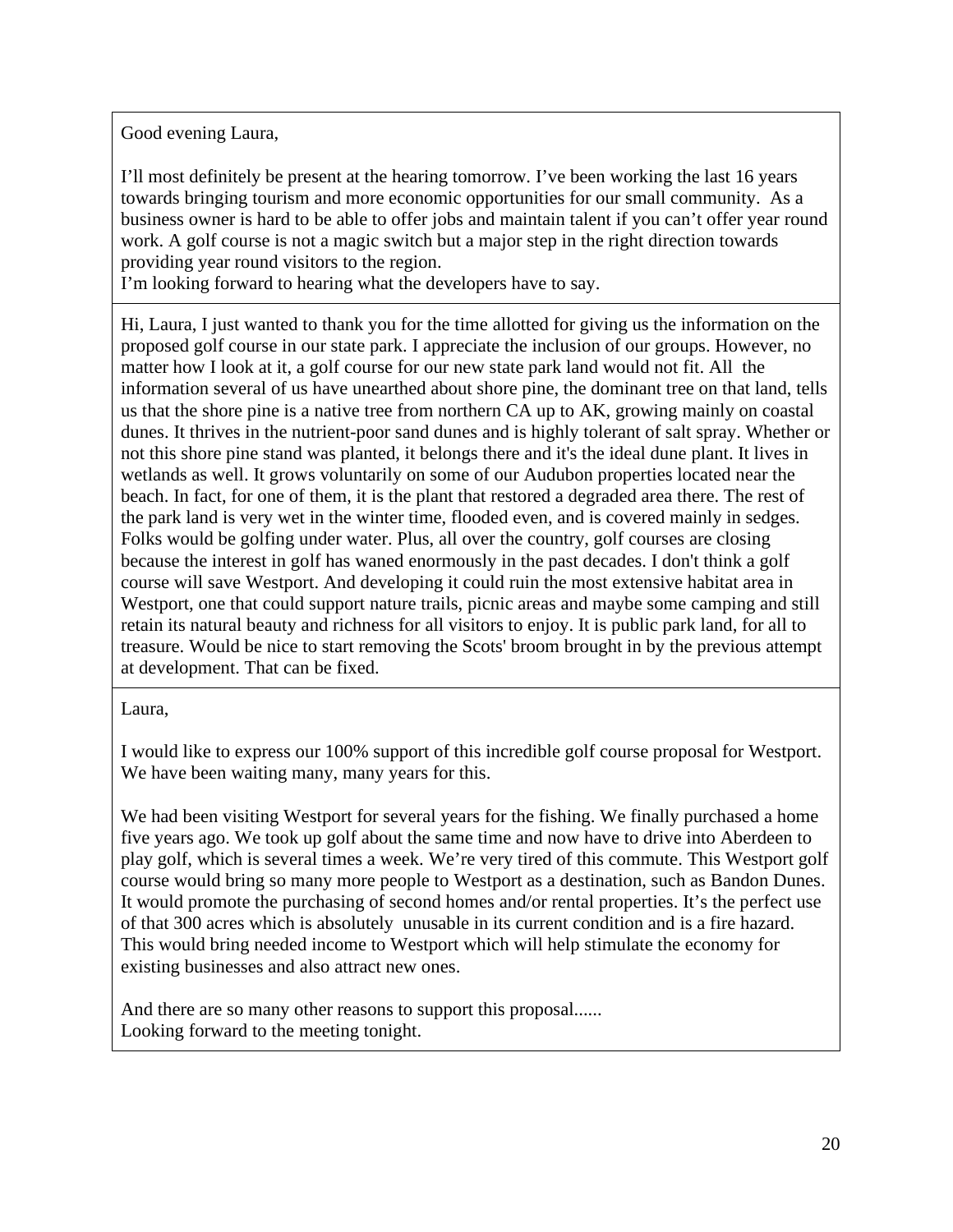Good evening Laura,

I'll most definitely be present at the hearing tomorrow. I've been working the last 16 years towards bringing tourism and more economic opportunities for our small community. As a business owner is hard to be able to offer jobs and maintain talent if you can't offer year round work. A golf course is not a magic switch but a major step in the right direction towards providing year round visitors to the region.
I'm looking forward to hearing what the developers have to say.

---

Hi, Laura, I just wanted to thank you for the time allotted for giving us the information on the proposed golf course in our state park. I appreciate the inclusion of our groups. However, no matter how I look at it, a golf course for our new state park land would not fit. All the information several of us have unearthed about shore pine, the dominant tree on that land, tells us that the shore pine is a native tree from northern CA up to AK, growing mainly on coastal dunes. It thrives in the nutrient-poor sand dunes and is highly tolerant of salt spray. Whether or not this shore pine stand was planted, it belongs there and it's the ideal dune plant. It lives in wetlands as well. It grows voluntarily on some of our Audubon properties located near the beach. In fact, for one of them, it is the plant that restored a degraded area there. The rest of the park land is very wet in the winter time, flooded even, and is covered mainly in sedges. Folks would be golfing under water. Plus, all over the country, golf courses are closing because the interest in golf has waned enormously in the past decades. I don't think a golf course will save Westport. And developing it could ruin the most extensive habitat area in Westport, one that could support nature trails, picnic areas and maybe some camping and still retain its natural beauty and richness for all visitors to enjoy. It is public park land, for all to treasure. Would be nice to start removing the Scots' broom brought in by the previous attempt at development. That can be fixed.

---

Laura,

I would like to express our 100% support of this incredible golf course proposal for Westport. We have been waiting many, many years for this.

We had been visiting Westport for several years for the fishing. We finally purchased a home five years ago. We took up golf about the same time and now have to drive into Aberdeen to play golf, which is several times a week. We're very tired of this commute. This Westport golf course would bring so many more people to Westport as a destination, such as Bandon Dunes. It would promote the purchasing of second homes and/or rental properties. It's the perfect use of that 300 acres which is absolutely unusable in its current condition and is a fire hazard. This would bring needed income to Westport which will help stimulate the economy for existing businesses and also attract new ones.

And there are so many other reasons to support this proposal......
Looking forward to the meeting tonight.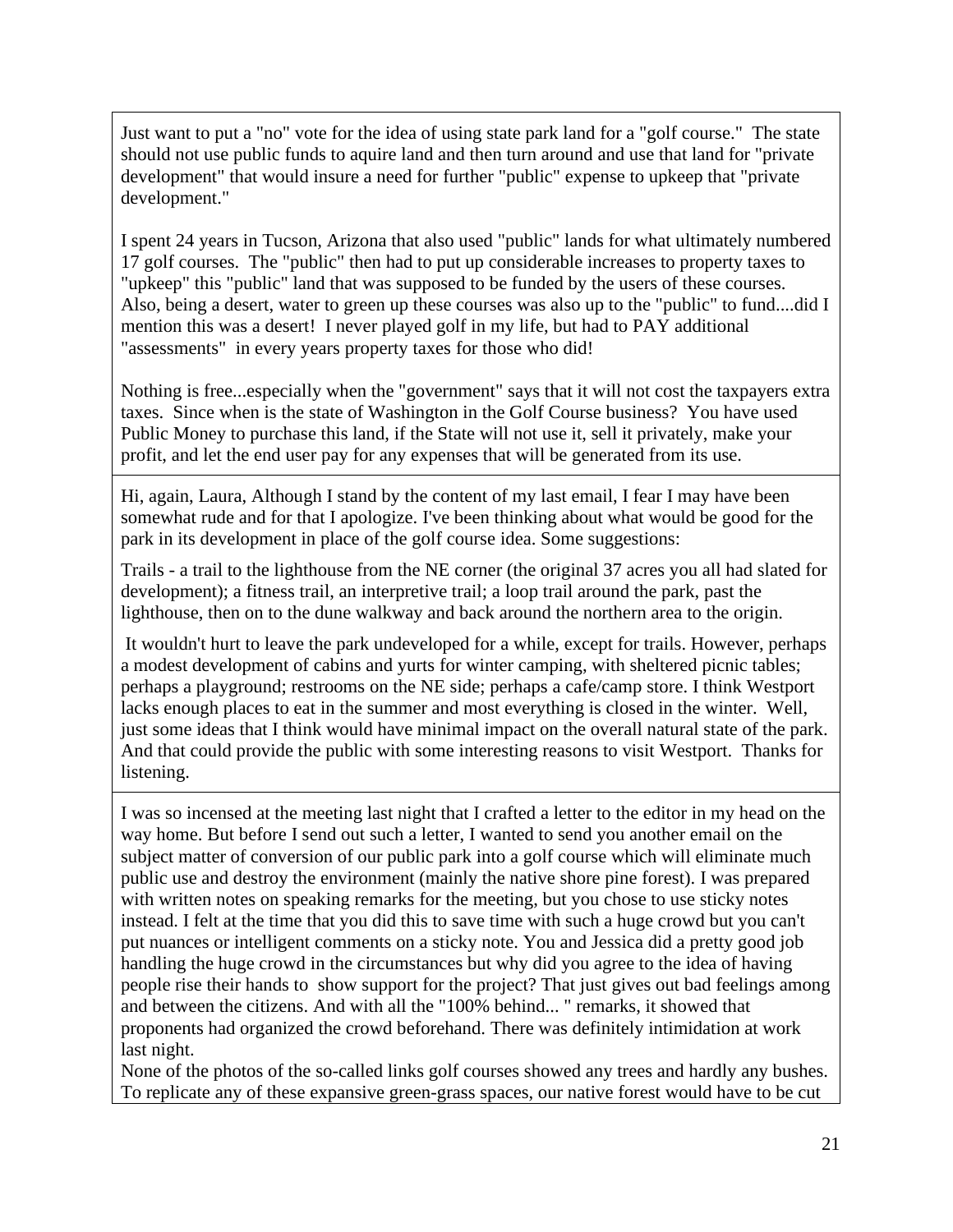Just want to put a "no" vote for the idea of using state park land for a "golf course." The state should not use public funds to aquire land and then turn around and use that land for "private development" that would insure a need for further "public" expense to upkeep that "private development."

I spent 24 years in Tucson, Arizona that also used "public" lands for what ultimately numbered 17 golf courses. The "public" then had to put up considerable increases to property taxes to "upkeep" this "public" land that was supposed to be funded by the users of these courses. Also, being a desert, water to green up these courses was also up to the "public" to fund....did I mention this was a desert! I never played golf in my life, but had to PAY additional "assessments" in every years property taxes for those who did!

Nothing is free...especially when the "government" says that it will not cost the taxpayers extra taxes. Since when is the state of Washington in the Golf Course business? You have used Public Money to purchase this land, if the State will not use it, sell it privately, make your profit, and let the end user pay for any expenses that will be generated from its use.

---

Hi, again, Laura, Although I stand by the content of my last email, I fear I may have been somewhat rude and for that I apologize. I've been thinking about what would be good for the park in its development in place of the golf course idea. Some suggestions:

Trails - a trail to the lighthouse from the NE corner (the original 37 acres you all had slated for development); a fitness trail, an interpretive trail; a loop trail around the park, past the lighthouse, then on to the dune walkway and back around the northern area to the origin.

It wouldn't hurt to leave the park undeveloped for a while, except for trails. However, perhaps a modest development of cabins and yurts for winter camping, with sheltered picnic tables; perhaps a playground; restrooms on the NE side; perhaps a cafe/camp store. I think Westport lacks enough places to eat in the summer and most everything is closed in the winter. Well, just some ideas that I think would have minimal impact on the overall natural state of the park. And that could provide the public with some interesting reasons to visit Westport. Thanks for listening.

---

I was so incensed at the meeting last night that I crafted a letter to the editor in my head on the way home. But before I send out such a letter, I wanted to send you another email on the subject matter of conversion of our public park into a golf course which will eliminate much public use and destroy the environment (mainly the native shore pine forest). I was prepared with written notes on speaking remarks for the meeting, but you chose to use sticky notes instead. I felt at the time that you did this to save time with such a huge crowd but you can't put nuances or intelligent comments on a sticky note. You and Jessica did a pretty good job handling the huge crowd in the circumstances but why did you agree to the idea of having people rise their hands to show support for the project? That just gives out bad feelings among and between the citizens. And with all the "100% behind... " remarks, it showed that proponents had organized the crowd beforehand. There was definitely intimidation at work last night.
None of the photos of the so-called links golf courses showed any trees and hardly any bushes. To replicate any of these expansive green-grass spaces, our native forest would have to be cut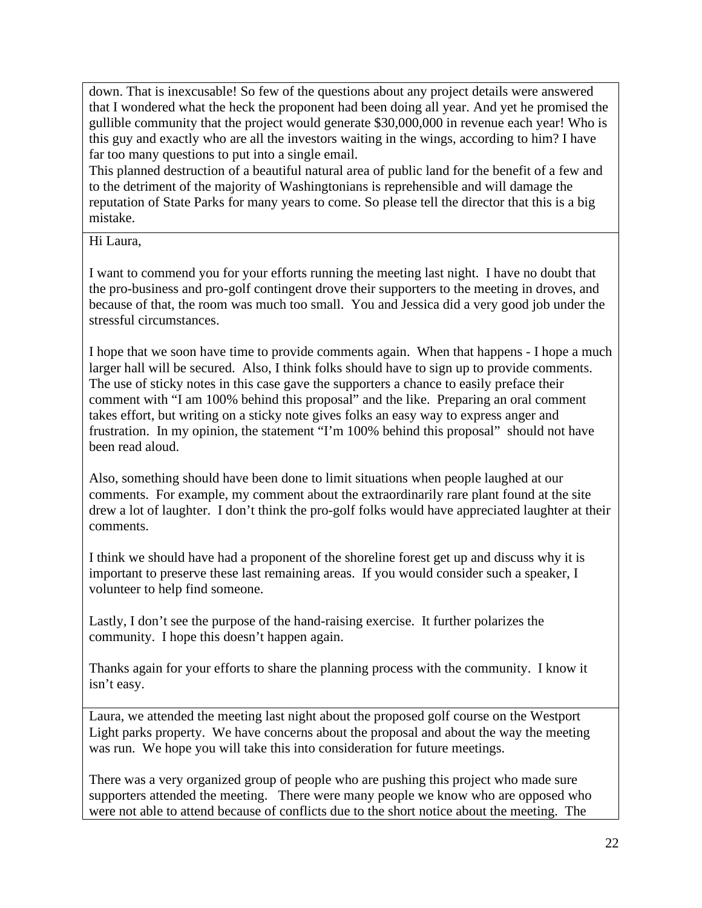down. That is inexcusable! So few of the questions about any project details were answered that I wondered what the heck the proponent had been doing all year. And yet he promised the gullible community that the project would generate $30,000,000 in revenue each year! Who is this guy and exactly who are all the investors waiting in the wings, according to him? I have far too many questions to put into a single email.
This planned destruction of a beautiful natural area of public land for the benefit of a few and to the detriment of the majority of Washingtonians is reprehensible and will damage the reputation of State Parks for many years to come. So please tell the director that this is a big mistake.

---

Hi Laura,

I want to commend you for your efforts running the meeting last night. I have no doubt that the pro-business and pro-golf contingent drove their supporters to the meeting in droves, and because of that, the room was much too small. You and Jessica did a very good job under the stressful circumstances.

I hope that we soon have time to provide comments again. When that happens - I hope a much larger hall will be secured. Also, I think folks should have to sign up to provide comments. The use of sticky notes in this case gave the supporters a chance to easily preface their comment with "I am 100% behind this proposal" and the like. Preparing an oral comment takes effort, but writing on a sticky note gives folks an easy way to express anger and frustration. In my opinion, the statement "I'm 100% behind this proposal" should not have been read aloud.

Also, something should have been done to limit situations when people laughed at our comments. For example, my comment about the extraordinarily rare plant found at the site drew a lot of laughter. I don't think the pro-golf folks would have appreciated laughter at their comments.

I think we should have had a proponent of the shoreline forest get up and discuss why it is important to preserve these last remaining areas. If you would consider such a speaker, I volunteer to help find someone.

Lastly, I don't see the purpose of the hand-raising exercise. It further polarizes the community. I hope this doesn't happen again.

Thanks again for your efforts to share the planning process with the community. I know it isn't easy.

---

Laura, we attended the meeting last night about the proposed golf course on the Westport Light parks property. We have concerns about the proposal and about the way the meeting was run. We hope you will take this into consideration for future meetings.

There was a very organized group of people who are pushing this project who made sure supporters attended the meeting. There were many people we know who are opposed who were not able to attend because of conflicts due to the short notice about the meeting. The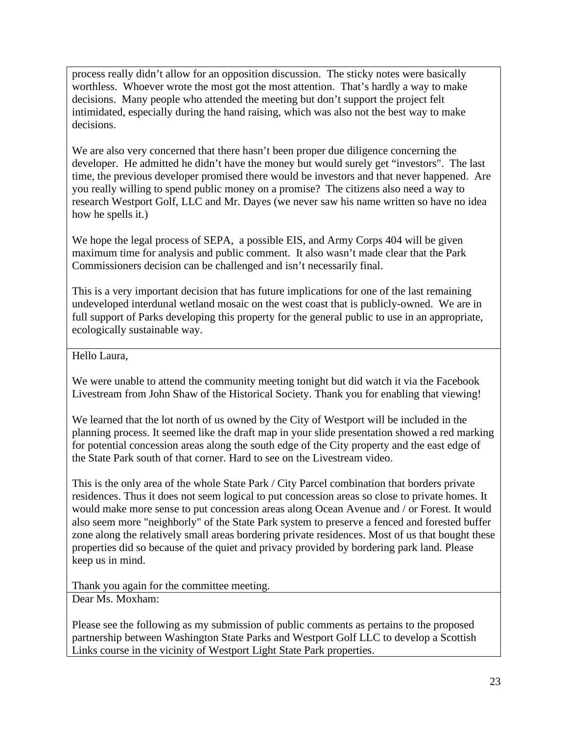process really didn't allow for an opposition discussion. The sticky notes were basically worthless. Whoever wrote the most got the most attention. That's hardly a way to make decisions. Many people who attended the meeting but don't support the project felt intimidated, especially during the hand raising, which was also not the best way to make decisions.

We are also very concerned that there hasn't been proper due diligence concerning the developer. He admitted he didn't have the money but would surely get "investors". The last time, the previous developer promised there would be investors and that never happened. Are you really willing to spend public money on a promise? The citizens also need a way to research Westport Golf, LLC and Mr. Dayes (we never saw his name written so have no idea how he spells it.)

We hope the legal process of SEPA, a possible EIS, and Army Corps 404 will be given maximum time for analysis and public comment. It also wasn't made clear that the Park Commissioners decision can be challenged and isn't necessarily final.

This is a very important decision that has future implications for one of the last remaining undeveloped interdunal wetland mosaic on the west coast that is publicly-owned. We are in full support of Parks developing this property for the general public to use in an appropriate, ecologically sustainable way.

---

Hello Laura,

We were unable to attend the community meeting tonight but did watch it via the Facebook Livestream from John Shaw of the Historical Society. Thank you for enabling that viewing!

We learned that the lot north of us owned by the City of Westport will be included in the planning process. It seemed like the draft map in your slide presentation showed a red marking for potential concession areas along the south edge of the City property and the east edge of the State Park south of that corner. Hard to see on the Livestream video.

This is the only area of the whole State Park / City Parcel combination that borders private residences. Thus it does not seem logical to put concession areas so close to private homes. It would make more sense to put concession areas along Ocean Avenue and / or Forest. It would also seem more "neighborly" of the State Park system to preserve a fenced and forested buffer zone along the relatively small areas bordering private residences. Most of us that bought these properties did so because of the quiet and privacy provided by bordering park land. Please keep us in mind.

Thank you again for the committee meeting.

---

Dear Ms. Moxham:

Please see the following as my submission of public comments as pertains to the proposed partnership between Washington State Parks and Westport Golf LLC to develop a Scottish Links course in the vicinity of Westport Light State Park properties.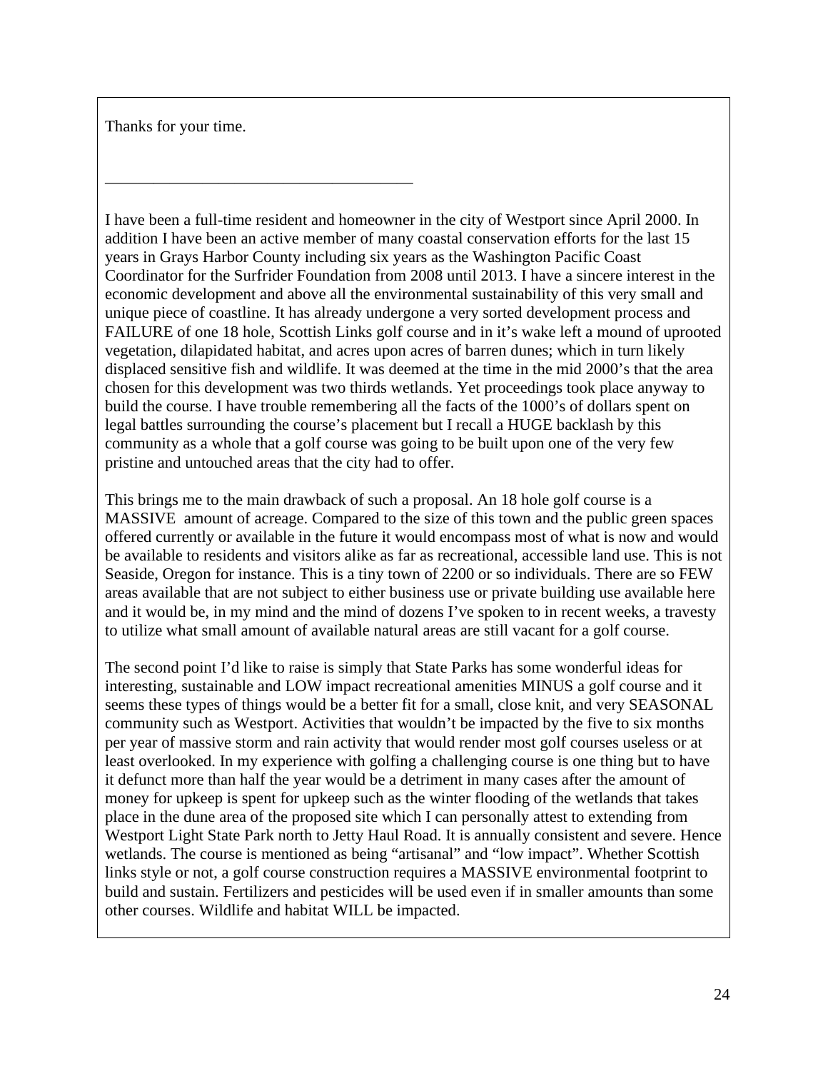Thanks for your time.

______________________________________

I have been a full-time resident and homeowner in the city of Westport since April 2000. In addition I have been an active member of many coastal conservation efforts for the last 15 years in Grays Harbor County including six years as the Washington Pacific Coast Coordinator for the Surfrider Foundation from 2008 until 2013. I have a sincere interest in the economic development and above all the environmental sustainability of this very small and unique piece of coastline. It has already undergone a very sorted development process and FAILURE of one 18 hole, Scottish Links golf course and in it's wake left a mound of uprooted vegetation, dilapidated habitat, and acres upon acres of barren dunes; which in turn likely displaced sensitive fish and wildlife. It was deemed at the time in the mid 2000's that the area chosen for this development was two thirds wetlands. Yet proceedings took place anyway to build the course. I have trouble remembering all the facts of the 1000's of dollars spent on legal battles surrounding the course's placement but I recall a HUGE backlash by this community as a whole that a golf course was going to be built upon one of the very few pristine and untouched areas that the city had to offer.

This brings me to the main drawback of such a proposal. An 18 hole golf course is a MASSIVE amount of acreage. Compared to the size of this town and the public green spaces offered currently or available in the future it would encompass most of what is now and would be available to residents and visitors alike as far as recreational, accessible land use. This is not Seaside, Oregon for instance. This is a tiny town of 2200 or so individuals. There are so FEW areas available that are not subject to either business use or private building use available here and it would be, in my mind and the mind of dozens I've spoken to in recent weeks, a travesty to utilize what small amount of available natural areas are still vacant for a golf course.

The second point I'd like to raise is simply that State Parks has some wonderful ideas for interesting, sustainable and LOW impact recreational amenities MINUS a golf course and it seems these types of things would be a better fit for a small, close knit, and very SEASONAL community such as Westport. Activities that wouldn't be impacted by the five to six months per year of massive storm and rain activity that would render most golf courses useless or at least overlooked. In my experience with golfing a challenging course is one thing but to have it defunct more than half the year would be a detriment in many cases after the amount of money for upkeep is spent for upkeep such as the winter flooding of the wetlands that takes place in the dune area of the proposed site which I can personally attest to extending from Westport Light State Park north to Jetty Haul Road. It is annually consistent and severe. Hence wetlands. The course is mentioned as being "artisanal" and "low impact". Whether Scottish links style or not, a golf course construction requires a MASSIVE environmental footprint to build and sustain. Fertilizers and pesticides will be used even if in smaller amounts than some other courses. Wildlife and habitat WILL be impacted.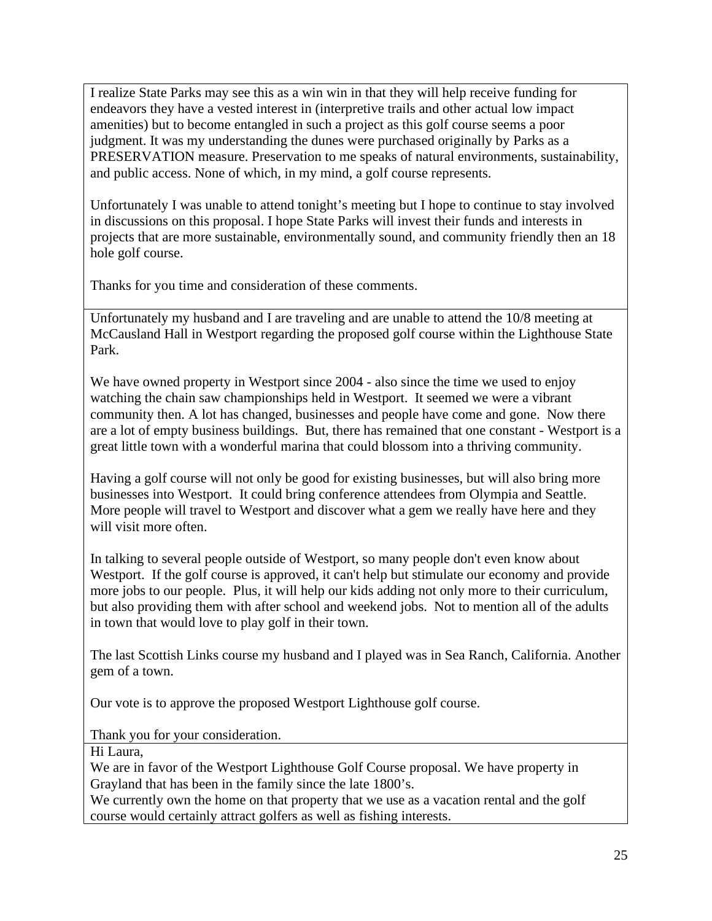I realize State Parks may see this as a win win in that they will help receive funding for endeavors they have a vested interest in (interpretive trails and other actual low impact amenities) but to become entangled in such a project as this golf course seems a poor judgment. It was my understanding the dunes were purchased originally by Parks as a PRESERVATION measure. Preservation to me speaks of natural environments, sustainability, and public access. None of which, in my mind, a golf course represents.

Unfortunately I was unable to attend tonight's meeting but I hope to continue to stay involved in discussions on this proposal. I hope State Parks will invest their funds and interests in projects that are more sustainable, environmentally sound, and community friendly then an 18 hole golf course.

Thanks for you time and consideration of these comments.

---

Unfortunately my husband and I are traveling and are unable to attend the 10/8 meeting at McCausland Hall in Westport regarding the proposed golf course within the Lighthouse State Park.

We have owned property in Westport since 2004 - also since the time we used to enjoy watching the chain saw championships held in Westport. It seemed we were a vibrant community then. A lot has changed, businesses and people have come and gone. Now there are a lot of empty business buildings. But, there has remained that one constant - Westport is a great little town with a wonderful marina that could blossom into a thriving community.

Having a golf course will not only be good for existing businesses, but will also bring more businesses into Westport. It could bring conference attendees from Olympia and Seattle. More people will travel to Westport and discover what a gem we really have here and they will visit more often.

In talking to several people outside of Westport, so many people don't even know about Westport. If the golf course is approved, it can't help but stimulate our economy and provide more jobs to our people. Plus, it will help our kids adding not only more to their curriculum, but also providing them with after school and weekend jobs. Not to mention all of the adults in town that would love to play golf in their town.

The last Scottish Links course my husband and I played was in Sea Ranch, California. Another gem of a town.

Our vote is to approve the proposed Westport Lighthouse golf course.

Thank you for your consideration.

---

Hi Laura,

We are in favor of the Westport Lighthouse Golf Course proposal. We have property in Grayland that has been in the family since the late 1800's.

We currently own the home on that property that we use as a vacation rental and the golf course would certainly attract golfers as well as fishing interests.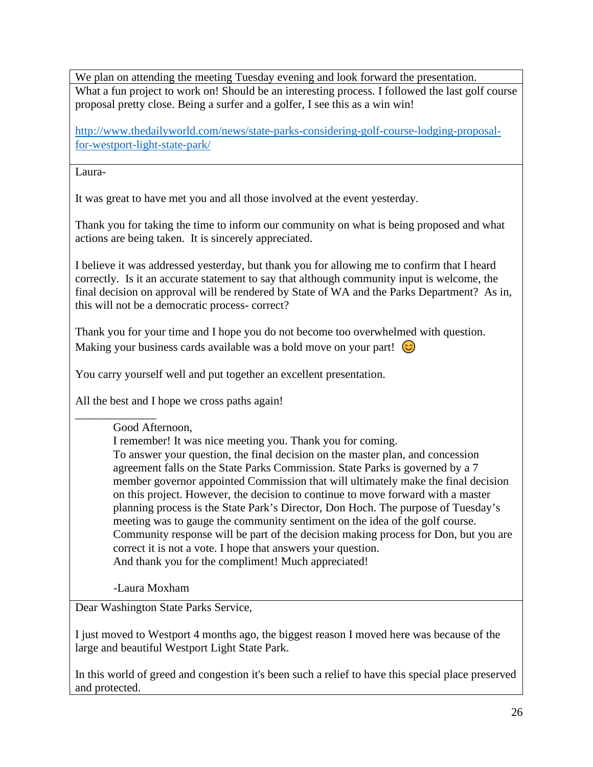| |
|---|
| We plan on attending the meeting Tuesday evening and look forward the presentation. |
| What a fun project to work on! Should be an interesting process. I followed the last golf course proposal pretty close. Being a surfer and a golfer, I see this as a win win!<br><br>[http://www.thedailyworld.com/news/state-parks-considering-golf-course-lodging-proposal-for-westport-light-state-park/](http://www.thedailyworld.com/news/state-parks-considering-golf-course-lodging-proposal-for-westport-light-state-park/) |
| Laura-<br><br>It was great to have met you and all those involved at the event yesterday.<br><br>Thank you for taking the time to inform our community on what is being proposed and what actions are being taken. It is sincerely appreciated.<br><br>I believe it was addressed yesterday, but thank you for allowing me to confirm that I heard correctly. Is it an accurate statement to say that although community input is welcome, the final decision on approval will be rendered by State of WA and the Parks Department? As in, this will not be a democratic process- correct?<br><br>Thank you for your time and I hope you do not become too overwhelmed with question. Making your business cards available was a bold move on your part! 😊<br><br>You carry yourself well and put together an excellent presentation.<br><br>All the best and I hope we cross paths again!<br><br>______________<br><br>Good Afternoon,<br>I remember! It was nice meeting you. Thank you for coming.<br>To answer your question, the final decision on the master plan, and concession agreement falls on the State Parks Commission. State Parks is governed by a 7 member governor appointed Commission that will ultimately make the final decision on this project. However, the decision to continue to move forward with a master planning process is the State Park's Director, Don Hoch. The purpose of Tuesday's meeting was to gauge the community sentiment on the idea of the golf course. Community response will be part of the decision making process for Don, but you are correct it is not a vote. I hope that answers your question.<br>And thank you for the compliment! Much appreciated!<br><br>-Laura Moxham |
| Dear Washington State Parks Service,<br><br>I just moved to Westport 4 months ago, the biggest reason I moved here was because of the large and beautiful Westport Light State Park.<br><br>In this world of greed and congestion it's been such a relief to have this special place preserved and protected. |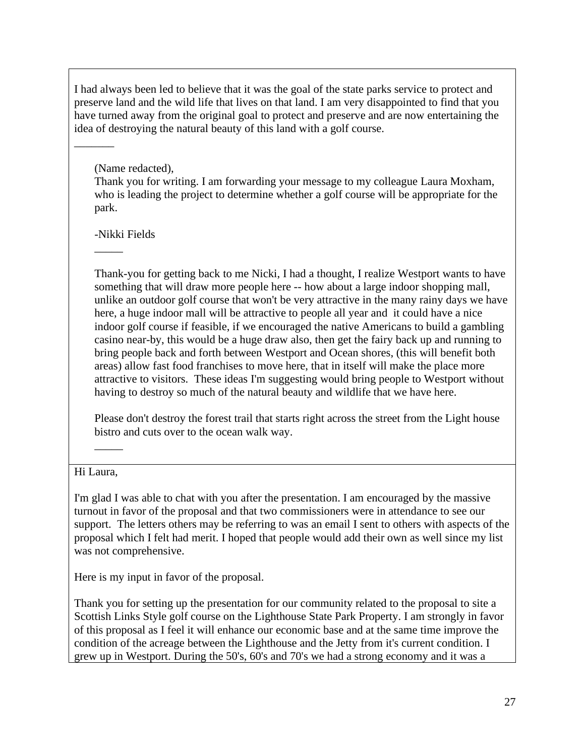I had always been led to believe that it was the goal of the state parks service to protect and preserve land and the wild life that lives on that land. I am very disappointed to find that you have turned away from the original goal to protect and preserve and are now entertaining the idea of destroying the natural beauty of this land with a golf course.

_______

> (Name redacted),
> Thank you for writing. I am forwarding your message to my colleague Laura Moxham, who is leading the project to determine whether a golf course will be appropriate for the park.
>
> -Nikki Fields
>
> _____
>
> Thank-you for getting back to me Nicki, I had a thought, I realize Westport wants to have something that will draw more people here -- how about a large indoor shopping mall, unlike an outdoor golf course that won't be very attractive in the many rainy days we have here, a huge indoor mall will be attractive to people all year and it could have a nice indoor golf course if feasible, if we encouraged the native Americans to build a gambling casino near-by, this would be a huge draw also, then get the fairy back up and running to bring people back and forth between Westport and Ocean shores, (this will benefit both areas) allow fast food franchises to move here, that in itself will make the place more attractive to visitors. These ideas I'm suggesting would bring people to Westport without having to destroy so much of the natural beauty and wildlife that we have here.
>
> Please don't destroy the forest trail that starts right across the street from the Light house bistro and cuts over to the ocean walk way.
>
> _____

Hi Laura,

I'm glad I was able to chat with you after the presentation. I am encouraged by the massive turnout in favor of the proposal and that two commissioners were in attendance to see our support. The letters others may be referring to was an email I sent to others with aspects of the proposal which I felt had merit. I hoped that people would add their own as well since my list was not comprehensive.

Here is my input in favor of the proposal.

Thank you for setting up the presentation for our community related to the proposal to site a Scottish Links Style golf course on the Lighthouse State Park Property. I am strongly in favor of this proposal as I feel it will enhance our economic base and at the same time improve the condition of the acreage between the Lighthouse and the Jetty from it's current condition. I grew up in Westport. During the 50's, 60's and 70's we had a strong economy and it was a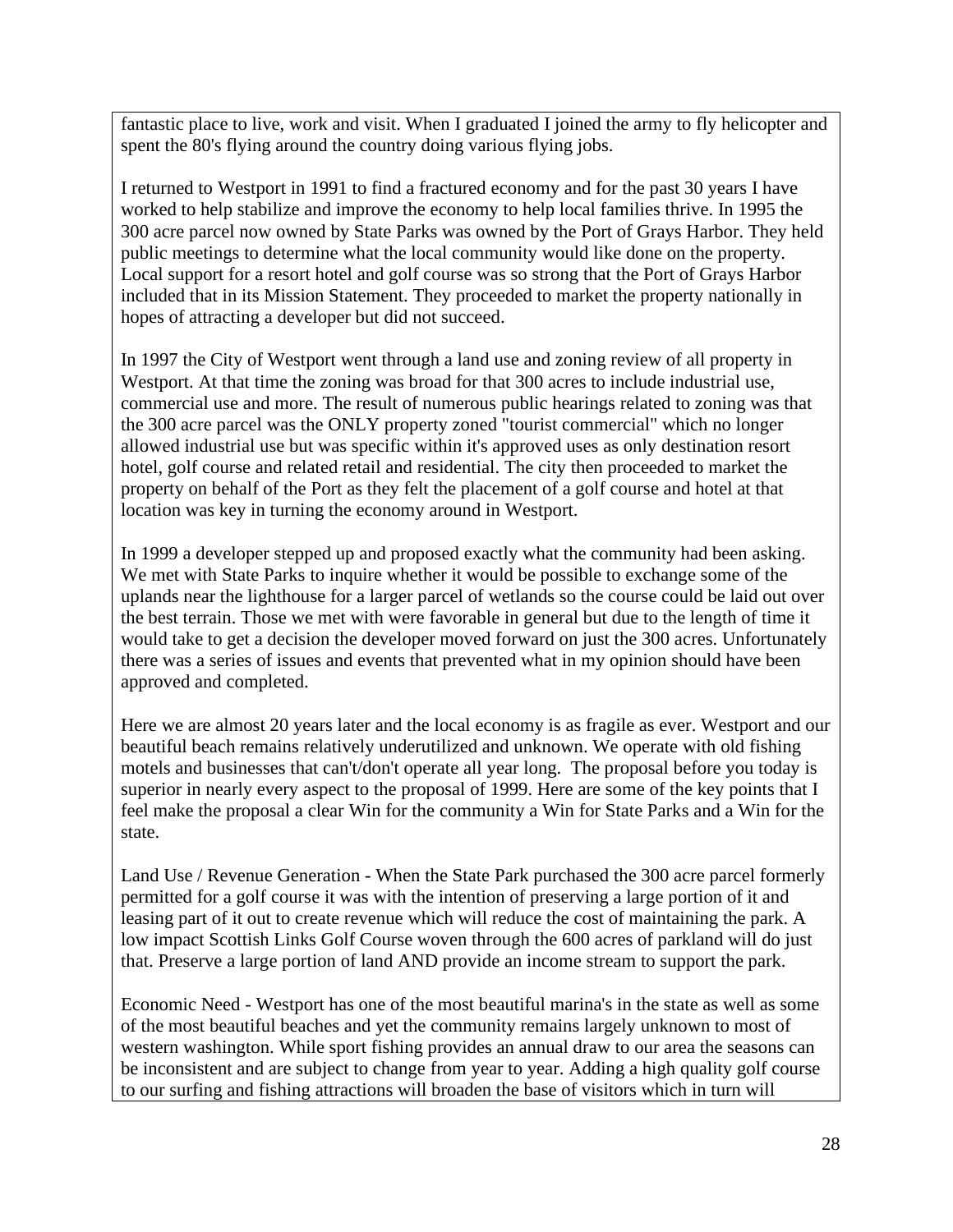fantastic place to live, work and visit. When I graduated I joined the army to fly helicopter and spent the 80's flying around the country doing various flying jobs.

I returned to Westport in 1991 to find a fractured economy and for the past 30 years I have worked to help stabilize and improve the economy to help local families thrive. In 1995 the 300 acre parcel now owned by State Parks was owned by the Port of Grays Harbor. They held public meetings to determine what the local community would like done on the property. Local support for a resort hotel and golf course was so strong that the Port of Grays Harbor included that in its Mission Statement. They proceeded to market the property nationally in hopes of attracting a developer but did not succeed.

In 1997 the City of Westport went through a land use and zoning review of all property in Westport. At that time the zoning was broad for that 300 acres to include industrial use, commercial use and more. The result of numerous public hearings related to zoning was that the 300 acre parcel was the ONLY property zoned "tourist commercial" which no longer allowed industrial use but was specific within it's approved uses as only destination resort hotel, golf course and related retail and residential. The city then proceeded to market the property on behalf of the Port as they felt the placement of a golf course and hotel at that location was key in turning the economy around in Westport.

In 1999 a developer stepped up and proposed exactly what the community had been asking. We met with State Parks to inquire whether it would be possible to exchange some of the uplands near the lighthouse for a larger parcel of wetlands so the course could be laid out over the best terrain. Those we met with were favorable in general but due to the length of time it would take to get a decision the developer moved forward on just the 300 acres. Unfortunately there was a series of issues and events that prevented what in my opinion should have been approved and completed.

Here we are almost 20 years later and the local economy is as fragile as ever. Westport and our beautiful beach remains relatively underutilized and unknown. We operate with old fishing motels and businesses that can't/don't operate all year long. The proposal before you today is superior in nearly every aspect to the proposal of 1999. Here are some of the key points that I feel make the proposal a clear Win for the community a Win for State Parks and a Win for the state.

Land Use / Revenue Generation - When the State Park purchased the 300 acre parcel formerly permitted for a golf course it was with the intention of preserving a large portion of it and leasing part of it out to create revenue which will reduce the cost of maintaining the park. A low impact Scottish Links Golf Course woven through the 600 acres of parkland will do just that. Preserve a large portion of land AND provide an income stream to support the park.

Economic Need - Westport has one of the most beautiful marina's in the state as well as some of the most beautiful beaches and yet the community remains largely unknown to most of western washington. While sport fishing provides an annual draw to our area the seasons can be inconsistent and are subject to change from year to year. Adding a high quality golf course to our surfing and fishing attractions will broaden the base of visitors which in turn will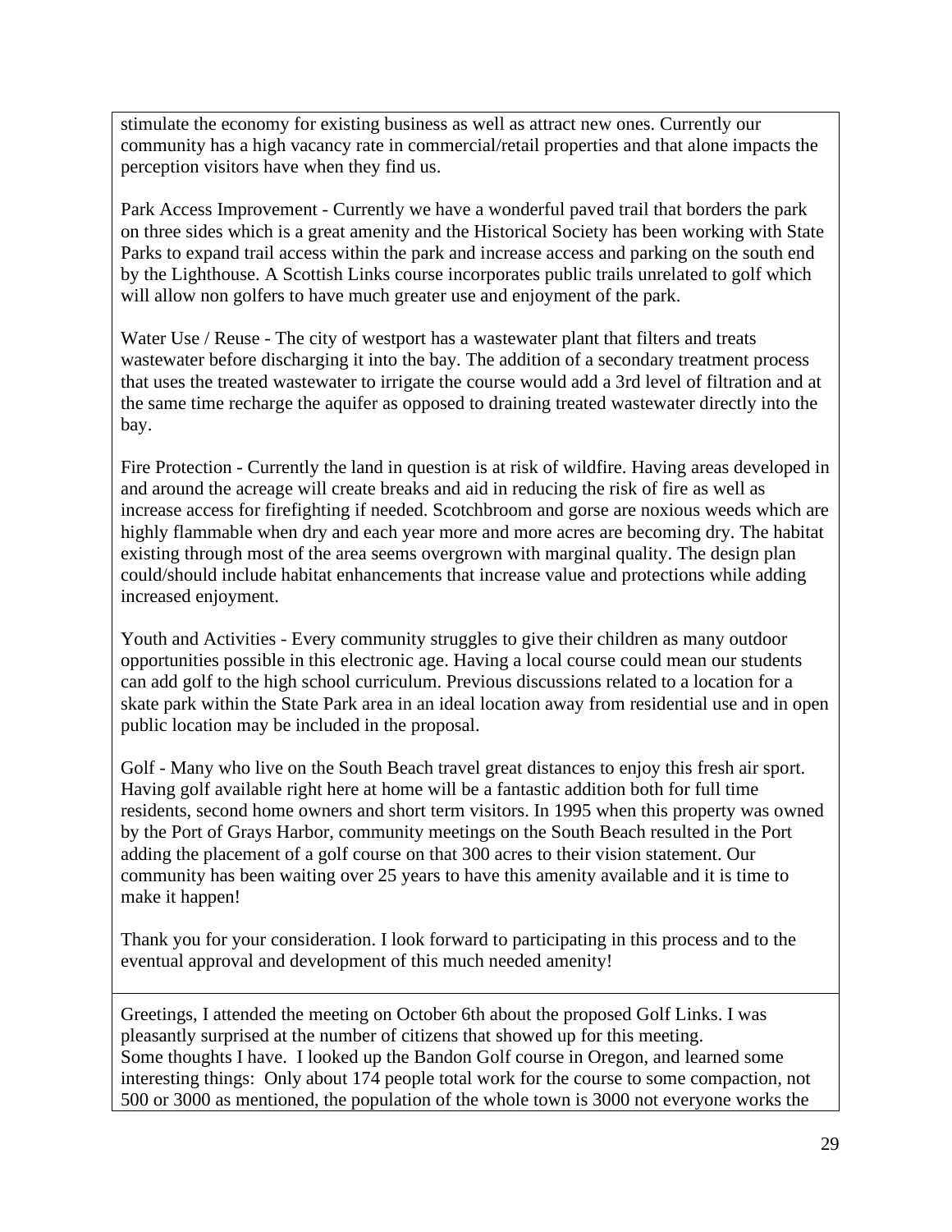stimulate the economy for existing business as well as attract new ones. Currently our community has a high vacancy rate in commercial/retail properties and that alone impacts the perception visitors have when they find us.

Park Access Improvement - Currently we have a wonderful paved trail that borders the park on three sides which is a great amenity and the Historical Society has been working with State Parks to expand trail access within the park and increase access and parking on the south end by the Lighthouse. A Scottish Links course incorporates public trails unrelated to golf which will allow non golfers to have much greater use and enjoyment of the park.

Water Use / Reuse - The city of westport has a wastewater plant that filters and treats wastewater before discharging it into the bay. The addition of a secondary treatment process that uses the treated wastewater to irrigate the course would add a 3rd level of filtration and at the same time recharge the aquifer as opposed to draining treated wastewater directly into the bay.

Fire Protection - Currently the land in question is at risk of wildfire. Having areas developed in and around the acreage will create breaks and aid in reducing the risk of fire as well as increase access for firefighting if needed. Scotchbroom and gorse are noxious weeds which are highly flammable when dry and each year more and more acres are becoming dry. The habitat existing through most of the area seems overgrown with marginal quality. The design plan could/should include habitat enhancements that increase value and protections while adding increased enjoyment.

Youth and Activities - Every community struggles to give their children as many outdoor opportunities possible in this electronic age. Having a local course could mean our students can add golf to the high school curriculum. Previous discussions related to a location for a skate park within the State Park area in an ideal location away from residential use and in open public location may be included in the proposal.

Golf - Many who live on the South Beach travel great distances to enjoy this fresh air sport. Having golf available right here at home will be a fantastic addition both for full time residents, second home owners and short term visitors. In 1995 when this property was owned by the Port of Grays Harbor, community meetings on the South Beach resulted in the Port adding the placement of a golf course on that 300 acres to their vision statement. Our community has been waiting over 25 years to have this amenity available and it is time to make it happen!

Thank you for your consideration. I look forward to participating in this process and to the eventual approval and development of this much needed amenity!

---

Greetings, I attended the meeting on October 6th about the proposed Golf Links. I was pleasantly surprised at the number of citizens that showed up for this meeting.
Some thoughts I have. I looked up the Bandon Golf course in Oregon, and learned some interesting things: Only about 174 people total work for the course to some compaction, not 500 or 3000 as mentioned, the population of the whole town is 3000 not everyone works the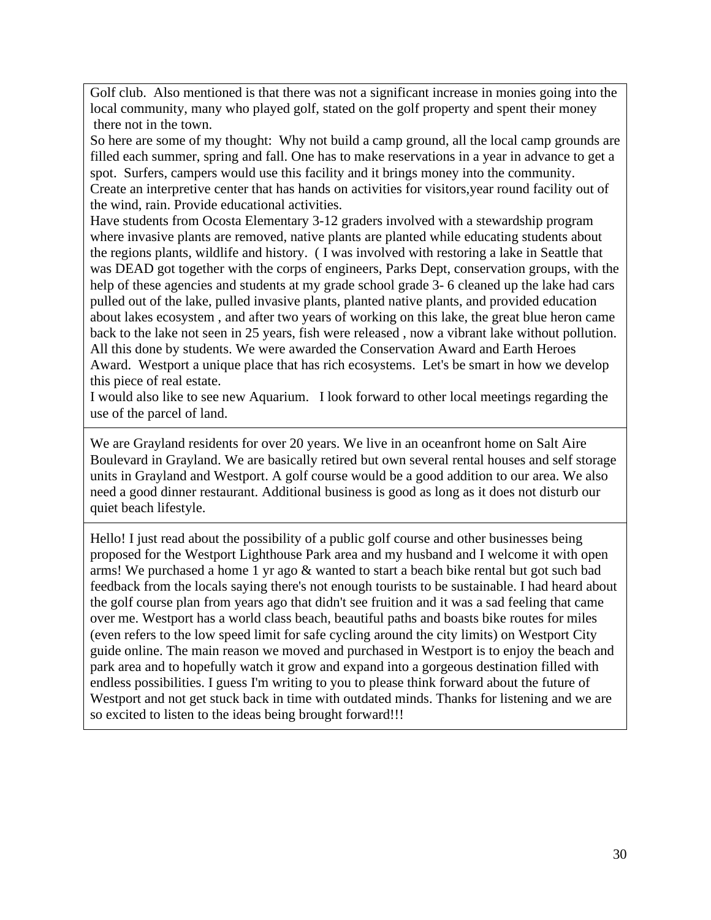Golf club. Also mentioned is that there was not a significant increase in monies going into the local community, many who played golf, stated on the golf property and spent their money there not in the town.
So here are some of my thought: Why not build a camp ground, all the local camp grounds are filled each summer, spring and fall. One has to make reservations in a year in advance to get a spot. Surfers, campers would use this facility and it brings money into the community.
Create an interpretive center that has hands on activities for visitors,year round facility out of the wind, rain. Provide educational activities.
Have students from Ocosta Elementary 3-12 graders involved with a stewardship program where invasive plants are removed, native plants are planted while educating students about the regions plants, wildlife and history. ( I was involved with restoring a lake in Seattle that was DEAD got together with the corps of engineers, Parks Dept, conservation groups, with the help of these agencies and students at my grade school grade 3- 6 cleaned up the lake had cars pulled out of the lake, pulled invasive plants, planted native plants, and provided education about lakes ecosystem , and after two years of working on this lake, the great blue heron came back to the lake not seen in 25 years, fish were released , now a vibrant lake without pollution. All this done by students. We were awarded the Conservation Award and Earth Heroes Award. Westport a unique place that has rich ecosystems. Let's be smart in how we develop this piece of real estate.
I would also like to see new Aquarium. I look forward to other local meetings regarding the use of the parcel of land.

We are Grayland residents for over 20 years. We live in an oceanfront home on Salt Aire Boulevard in Grayland. We are basically retired but own several rental houses and self storage units in Grayland and Westport. A golf course would be a good addition to our area. We also need a good dinner restaurant. Additional business is good as long as it does not disturb our quiet beach lifestyle.

Hello! I just read about the possibility of a public golf course and other businesses being proposed for the Westport Lighthouse Park area and my husband and I welcome it with open arms! We purchased a home 1 yr ago & wanted to start a beach bike rental but got such bad feedback from the locals saying there's not enough tourists to be sustainable. I had heard about the golf course plan from years ago that didn't see fruition and it was a sad feeling that came over me. Westport has a world class beach, beautiful paths and boasts bike routes for miles (even refers to the low speed limit for safe cycling around the city limits) on Westport City guide online. The main reason we moved and purchased in Westport is to enjoy the beach and park area and to hopefully watch it grow and expand into a gorgeous destination filled with endless possibilities. I guess I'm writing to you to please think forward about the future of Westport and not get stuck back in time with outdated minds. Thanks for listening and we are so excited to listen to the ideas being brought forward!!!